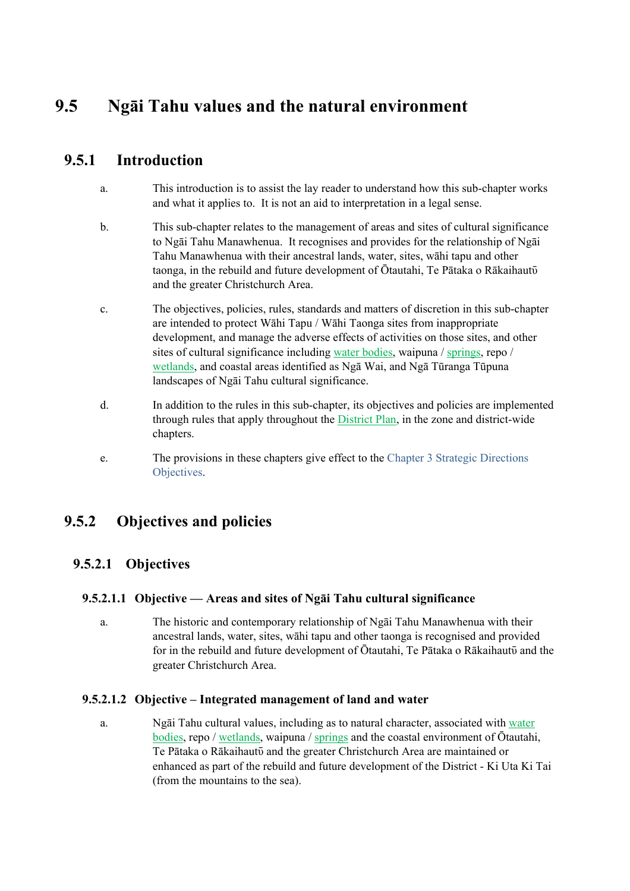# 9.5 Ngāi Tahu values and the natural environment

## 9.5.1 Introduction

a. This introduction is to assist the lay reader to understand how this sub-chapter works and what it applies to. It is not an aid to interpretation in a legal sense.

b. This sub-chapter relates to the management of areas and sites of cultural significance to Ngāi Tahu Manawhenua. It recognises and provides for the relationship of Ngāi Tahu Manawhenua with their ancestral lands, water, sites, wāhi tapu and other taonga, in the rebuild and future development of Ōtautahi, Te Pātaka o Rākaihautū and the greater Christchurch Area.

c. The objectives, policies, rules, standards and matters of discretion in this sub-chapter are intended to protect Wāhi Tapu / Wāhi Taonga sites from inappropriate development, and manage the adverse effects of activities on those sites, and other sites of cultural significance including water bodies, waipuna / springs, repo / wetlands, and coastal areas identified as Ngā Wai, and Ngā Tūranga Tūpuna landscapes of Ngāi Tahu cultural significance.

d. In addition to the rules in this sub-chapter, its objectives and policies are implemented through rules that apply throughout the District Plan, in the zone and district-wide chapters.

e. The provisions in these chapters give effect to the Chapter 3 Strategic Directions Objectives.

## 9.5.2 Objectives and policies

### 9.5.2.1 Objectives

#### 9.5.2.1.1 Objective — Areas and sites of Ngāi Tahu cultural significance

a. The historic and contemporary relationship of Ngāi Tahu Manawhenua with their ancestral lands, water, sites, wāhi tapu and other taonga is recognised and provided for in the rebuild and future development of Ōtautahi, Te Pātaka o Rākaihautū and the greater Christchurch Area.

#### 9.5.2.1.2 Objective – Integrated management of land and water

a. Ngāi Tahu cultural values, including as to natural character, associated with water bodies, repo / wetlands, waipuna / springs and the coastal environment of Ōtautahi, Te Pātaka o Rākaihautū and the greater Christchurch Area are maintained or enhanced as part of the rebuild and future development of the District - Ki Uta Ki Tai (from the mountains to the sea).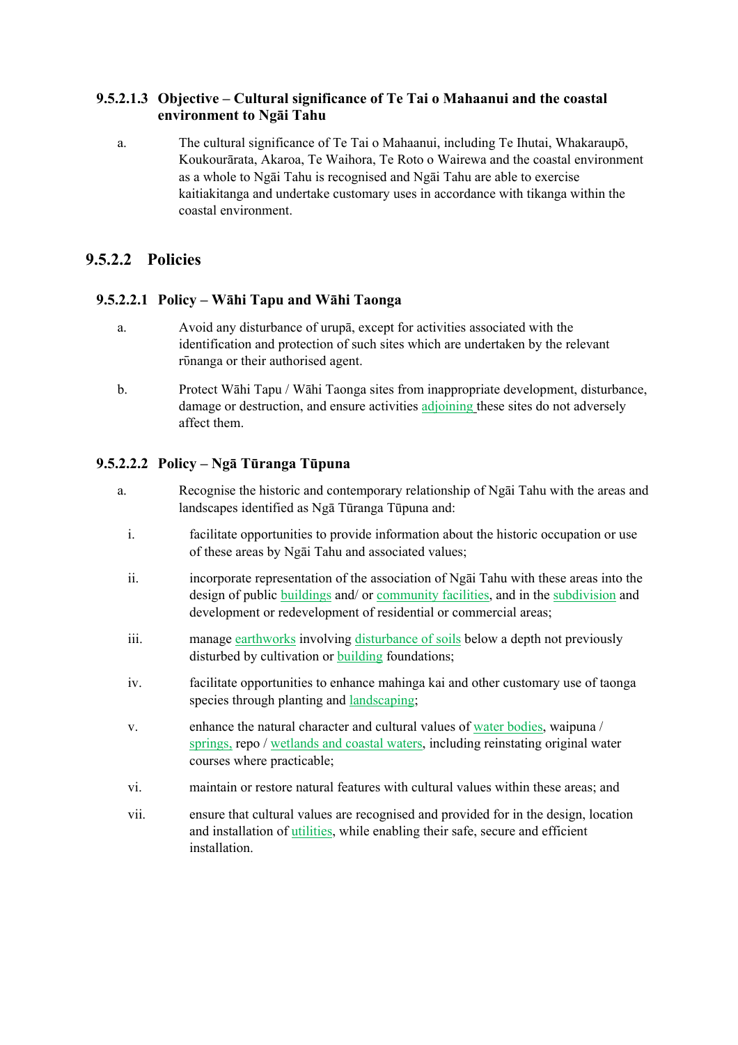#### 9.5.2.1.3 Objective – Cultural significance of Te Tai o Mahaanui and the coastal environment to Ngāi Tahu

a. The cultural significance of Te Tai o Mahaanui, including Te Ihutai, Whakaraupō, Koukourārata, Akaroa, Te Waihora, Te Roto o Wairewa and the coastal environment as a whole to Ngāi Tahu is recognised and Ngāi Tahu are able to exercise kaitiakitanga and undertake customary uses in accordance with tikanga within the coastal environment.

### 9.5.2.2 Policies

#### 9.5.2.2.1 Policy – Wāhi Tapu and Wāhi Taonga

a. Avoid any disturbance of urupā, except for activities associated with the identification and protection of such sites which are undertaken by the relevant rūnanga or their authorised agent.

b. Protect Wāhi Tapu / Wāhi Taonga sites from inappropriate development, disturbance, damage or destruction, and ensure activities adjoining these sites do not adversely affect them.

#### 9.5.2.2.2 Policy – Ngā Tūranga Tūpuna

a. Recognise the historic and contemporary relationship of Ngāi Tahu with the areas and landscapes identified as Ngā Tūranga Tūpuna and:

   i. facilitate opportunities to provide information about the historic occupation or use of these areas by Ngāi Tahu and associated values;

   ii. incorporate representation of the association of Ngāi Tahu with these areas into the design of public buildings and/ or community facilities, and in the subdivision and development or redevelopment of residential or commercial areas;

   iii. manage earthworks involving disturbance of soils below a depth not previously disturbed by cultivation or building foundations;

   iv. facilitate opportunities to enhance mahinga kai and other customary use of taonga species through planting and landscaping;

   v. enhance the natural character and cultural values of water bodies, waipuna / springs, repo / wetlands and coastal waters, including reinstating original water courses where practicable;

   vi. maintain or restore natural features with cultural values within these areas; and

   vii. ensure that cultural values are recognised and provided for in the design, location and installation of utilities, while enabling their safe, secure and efficient installation.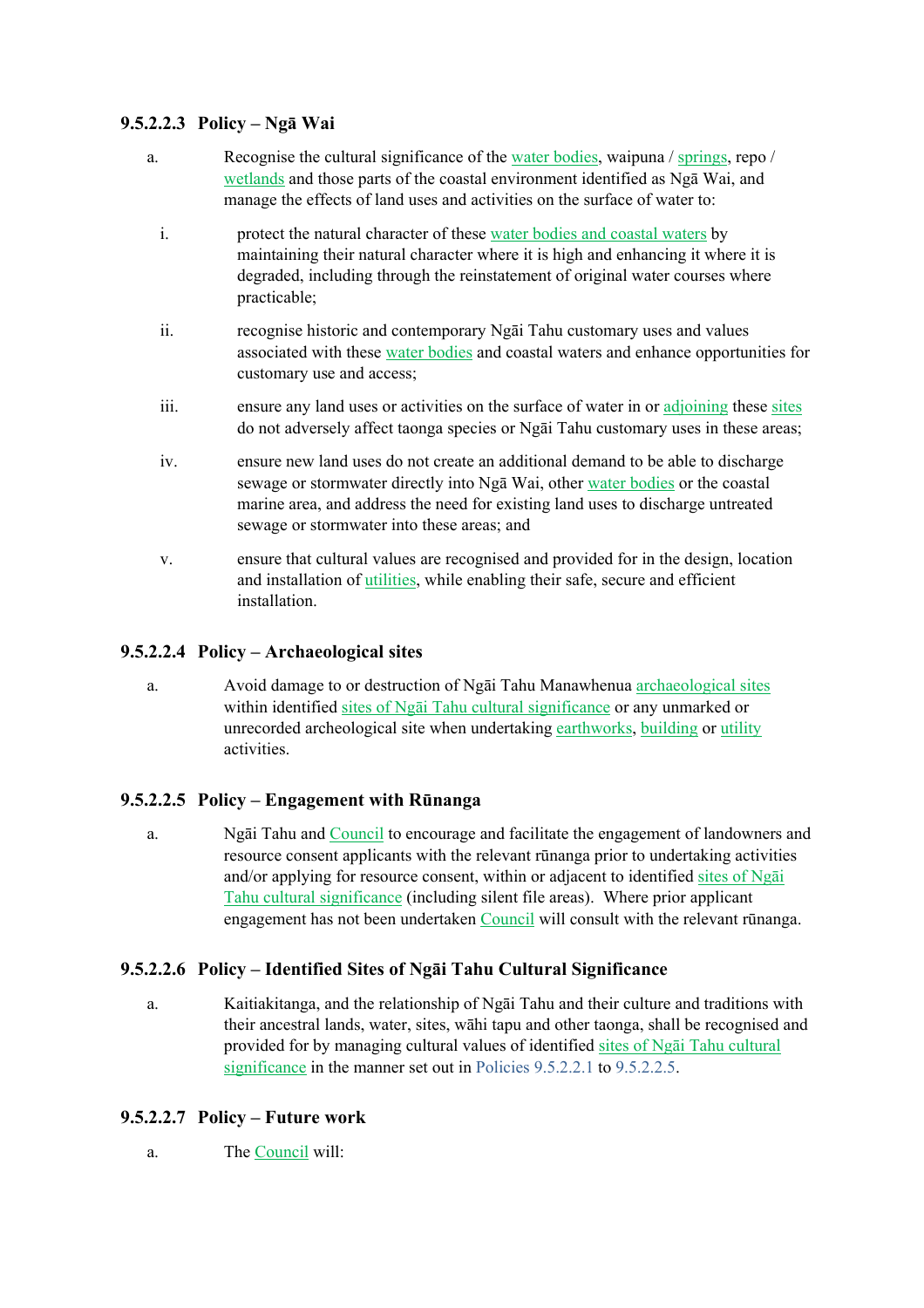### 9.5.2.2.3 Policy – Ngā Wai

a. Recognise the cultural significance of the water bodies, waipuna / springs, repo / wetlands and those parts of the coastal environment identified as Ngā Wai, and manage the effects of land uses and activities on the surface of water to:

   i. protect the natural character of these water bodies and coastal waters by maintaining their natural character where it is high and enhancing it where it is degraded, including through the reinstatement of original water courses where practicable;

   ii. recognise historic and contemporary Ngāi Tahu customary uses and values associated with these water bodies and coastal waters and enhance opportunities for customary use and access;

   iii. ensure any land uses or activities on the surface of water in or adjoining these sites do not adversely affect taonga species or Ngāi Tahu customary uses in these areas;

   iv. ensure new land uses do not create an additional demand to be able to discharge sewage or stormwater directly into Ngā Wai, other water bodies or the coastal marine area, and address the need for existing land uses to discharge untreated sewage or stormwater into these areas; and

   v. ensure that cultural values are recognised and provided for in the design, location and installation of utilities, while enabling their safe, secure and efficient installation.

### 9.5.2.2.4 Policy – Archaeological sites

a. Avoid damage to or destruction of Ngāi Tahu Manawhenua archaeological sites within identified sites of Ngāi Tahu cultural significance or any unmarked or unrecorded archeological site when undertaking earthworks, building or utility activities.

### 9.5.2.2.5 Policy – Engagement with Rūnanga

a. Ngāi Tahu and Council to encourage and facilitate the engagement of landowners and resource consent applicants with the relevant rūnanga prior to undertaking activities and/or applying for resource consent, within or adjacent to identified sites of Ngāi Tahu cultural significance (including silent file areas). Where prior applicant engagement has not been undertaken Council will consult with the relevant rūnanga.

### 9.5.2.2.6 Policy – Identified Sites of Ngāi Tahu Cultural Significance

a. Kaitiakitanga, and the relationship of Ngāi Tahu and their culture and traditions with their ancestral lands, water, sites, wāhi tapu and other taonga, shall be recognised and provided for by managing cultural values of identified sites of Ngāi Tahu cultural significance in the manner set out in Policies 9.5.2.2.1 to 9.5.2.2.5.

### 9.5.2.2.7 Policy – Future work

a. The Council will: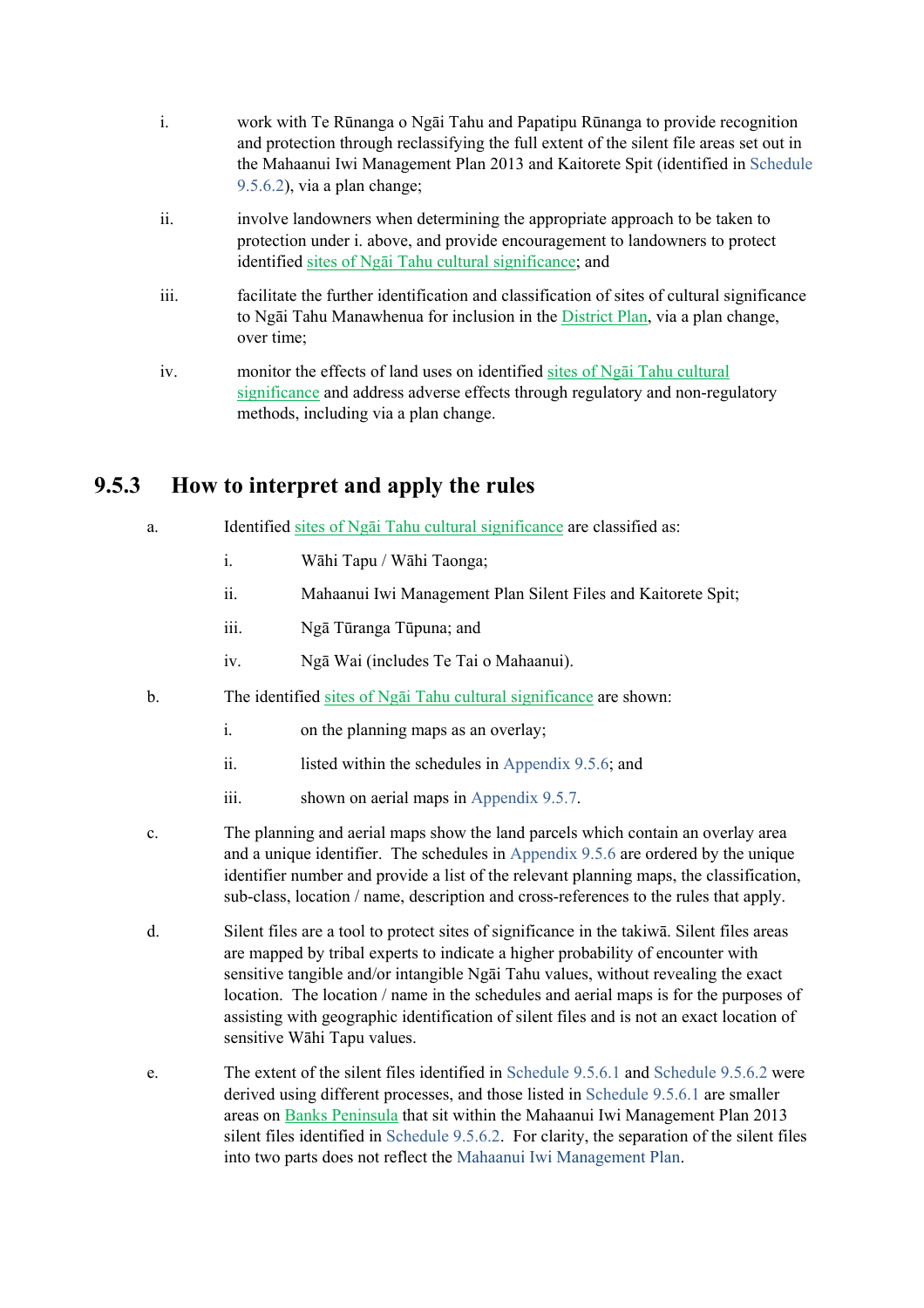i. work with Te Rūnanga o Ngāi Tahu and Papatipu Rūnanga to provide recognition and protection through reclassifying the full extent of the silent file areas set out in the Mahaanui Iwi Management Plan 2013 and Kaitorete Spit (identified in Schedule 9.5.6.2), via a plan change;

ii. involve landowners when determining the appropriate approach to be taken to protection under i. above, and provide encouragement to landowners to protect identified sites of Ngāi Tahu cultural significance; and

iii. facilitate the further identification and classification of sites of cultural significance to Ngāi Tahu Manawhenua for inclusion in the District Plan, via a plan change, over time;

iv. monitor the effects of land uses on identified sites of Ngāi Tahu cultural significance and address adverse effects through regulatory and non-regulatory methods, including via a plan change.

## 9.5.3 How to interpret and apply the rules

a. Identified sites of Ngāi Tahu cultural significance are classified as:

   i. Wāhi Tapu / Wāhi Taonga;

   ii. Mahaanui Iwi Management Plan Silent Files and Kaitorete Spit;

   iii. Ngā Tūranga Tūpuna; and

   iv. Ngā Wai (includes Te Tai o Mahaanui).

b. The identified sites of Ngāi Tahu cultural significance are shown:

   i. on the planning maps as an overlay;

   ii. listed within the schedules in Appendix 9.5.6; and

   iii. shown on aerial maps in Appendix 9.5.7.

c. The planning and aerial maps show the land parcels which contain an overlay area and a unique identifier. The schedules in Appendix 9.5.6 are ordered by the unique identifier number and provide a list of the relevant planning maps, the classification, sub-class, location / name, description and cross-references to the rules that apply.

d. Silent files are a tool to protect sites of significance in the takiwā. Silent files areas are mapped by tribal experts to indicate a higher probability of encounter with sensitive tangible and/or intangible Ngāi Tahu values, without revealing the exact location. The location / name in the schedules and aerial maps is for the purposes of assisting with geographic identification of silent files and is not an exact location of sensitive Wāhi Tapu values.

e. The extent of the silent files identified in Schedule 9.5.6.1 and Schedule 9.5.6.2 were derived using different processes, and those listed in Schedule 9.5.6.1 are smaller areas on Banks Peninsula that sit within the Mahaanui Iwi Management Plan 2013 silent files identified in Schedule 9.5.6.2. For clarity, the separation of the silent files into two parts does not reflect the Mahaanui Iwi Management Plan.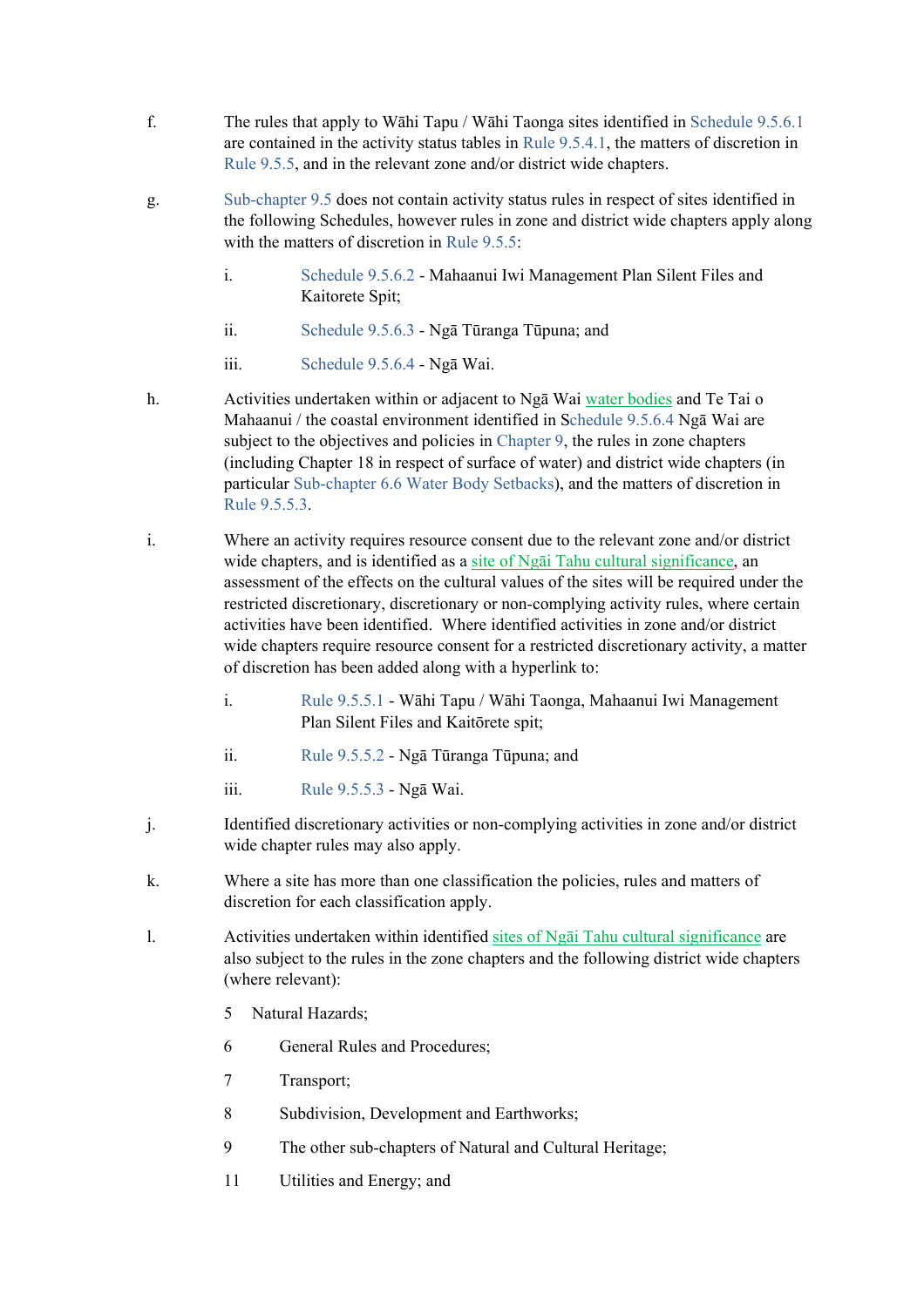f. The rules that apply to Wāhi Tapu / Wāhi Taonga sites identified in Schedule 9.5.6.1 are contained in the activity status tables in Rule 9.5.4.1, the matters of discretion in Rule 9.5.5, and in the relevant zone and/or district wide chapters.

g. Sub-chapter 9.5 does not contain activity status rules in respect of sites identified in the following Schedules, however rules in zone and district wide chapters apply along with the matters of discretion in Rule 9.5.5:

   i. Schedule 9.5.6.2 - Mahaanui Iwi Management Plan Silent Files and Kaitorete Spit;

   ii. Schedule 9.5.6.3 - Ngā Tūranga Tūpuna; and

   iii. Schedule 9.5.6.4 - Ngā Wai.

h. Activities undertaken within or adjacent to Ngā Wai water bodies and Te Tai o Mahaanui / the coastal environment identified in Schedule 9.5.6.4 Ngā Wai are subject to the objectives and policies in Chapter 9, the rules in zone chapters (including Chapter 18 in respect of surface of water) and district wide chapters (in particular Sub-chapter 6.6 Water Body Setbacks), and the matters of discretion in Rule 9.5.5.3.

i. Where an activity requires resource consent due to the relevant zone and/or district wide chapters, and is identified as a site of Ngāi Tahu cultural significance, an assessment of the effects on the cultural values of the sites will be required under the restricted discretionary, discretionary or non-complying activity rules, where certain activities have been identified. Where identified activities in zone and/or district wide chapters require resource consent for a restricted discretionary activity, a matter of discretion has been added along with a hyperlink to:

   i. Rule 9.5.5.1 - Wāhi Tapu / Wāhi Taonga, Mahaanui Iwi Management Plan Silent Files and Kaitōrete spit;

   ii. Rule 9.5.5.2 - Ngā Tūranga Tūpuna; and

   iii. Rule 9.5.5.3 - Ngā Wai.

j. Identified discretionary activities or non-complying activities in zone and/or district wide chapter rules may also apply.

k. Where a site has more than one classification the policies, rules and matters of discretion for each classification apply.

l. Activities undertaken within identified sites of Ngāi Tahu cultural significance are also subject to the rules in the zone chapters and the following district wide chapters (where relevant):

   5 Natural Hazards;

   6 General Rules and Procedures;

   7 Transport;

   8 Subdivision, Development and Earthworks;

   9 The other sub-chapters of Natural and Cultural Heritage;

   11 Utilities and Energy; and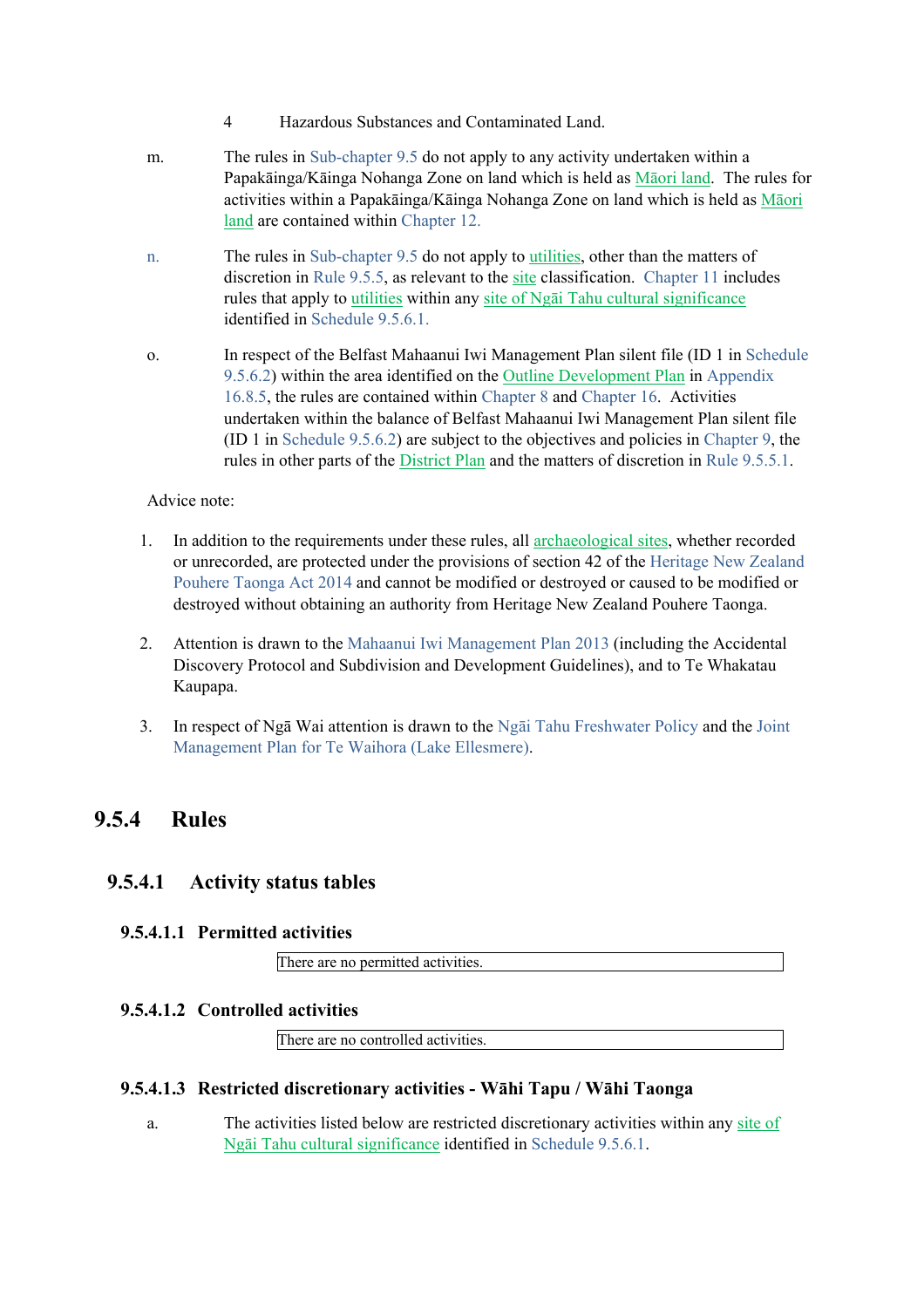4 Hazardous Substances and Contaminated Land.

m. The rules in Sub-chapter 9.5 do not apply to any activity undertaken within a Papakāinga/Kāinga Nohanga Zone on land which is held as Māori land. The rules for activities within a Papakāinga/Kāinga Nohanga Zone on land which is held as Māori land are contained within Chapter 12.

n. The rules in Sub-chapter 9.5 do not apply to utilities, other than the matters of discretion in Rule 9.5.5, as relevant to the site classification. Chapter 11 includes rules that apply to utilities within any site of Ngāi Tahu cultural significance identified in Schedule 9.5.6.1.

o. In respect of the Belfast Mahaanui Iwi Management Plan silent file (ID 1 in Schedule 9.5.6.2) within the area identified on the Outline Development Plan in Appendix 16.8.5, the rules are contained within Chapter 8 and Chapter 16. Activities undertaken within the balance of Belfast Mahaanui Iwi Management Plan silent file (ID 1 in Schedule 9.5.6.2) are subject to the objectives and policies in Chapter 9, the rules in other parts of the District Plan and the matters of discretion in Rule 9.5.5.1.

Advice note:

1. In addition to the requirements under these rules, all archaeological sites, whether recorded or unrecorded, are protected under the provisions of section 42 of the Heritage New Zealand Pouhere Taonga Act 2014 and cannot be modified or destroyed or caused to be modified or destroyed without obtaining an authority from Heritage New Zealand Pouhere Taonga.

2. Attention is drawn to the Mahaanui Iwi Management Plan 2013 (including the Accidental Discovery Protocol and Subdivision and Development Guidelines), and to Te Whakatau Kaupapa.

3. In respect of Ngā Wai attention is drawn to the Ngāi Tahu Freshwater Policy and the Joint Management Plan for Te Waihora (Lake Ellesmere).

## 9.5.4 Rules

### 9.5.4.1 Activity status tables

#### 9.5.4.1.1 Permitted activities

| There are no permitted activities. |
|---|

#### 9.5.4.1.2 Controlled activities

| There are no controlled activities. |
|---|

#### 9.5.4.1.3 Restricted discretionary activities - Wāhi Tapu / Wāhi Taonga

a. The activities listed below are restricted discretionary activities within any site of Ngāi Tahu cultural significance identified in Schedule 9.5.6.1.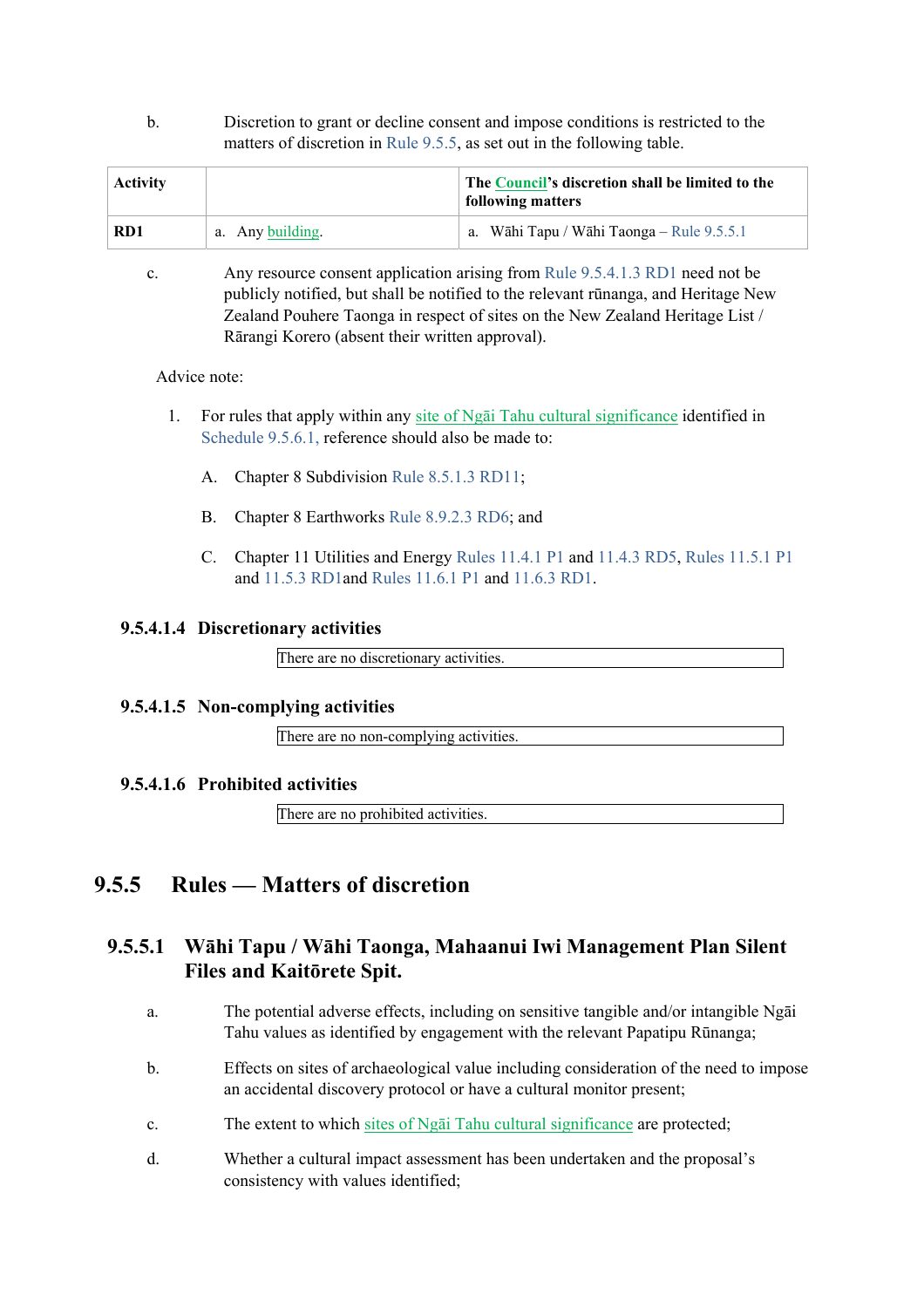b. Discretion to grant or decline consent and impose conditions is restricted to the matters of discretion in Rule 9.5.5, as set out in the following table.

| Activity | | The Council's discretion shall be limited to the following matters |
|---|---|---|
| RD1 | a. Any building. | a. Wāhi Tapu / Wāhi Taonga – Rule 9.5.5.1 |

c. Any resource consent application arising from Rule 9.5.4.1.3 RD1 need not be publicly notified, but shall be notified to the relevant rūnanga, and Heritage New Zealand Pouhere Taonga in respect of sites on the New Zealand Heritage List / Rārangi Korero (absent their written approval).

Advice note:

1. For rules that apply within any site of Ngāi Tahu cultural significance identified in Schedule 9.5.6.1, reference should also be made to:

   A. Chapter 8 Subdivision Rule 8.5.1.3 RD11;

   B. Chapter 8 Earthworks Rule 8.9.2.3 RD6; and

   C. Chapter 11 Utilities and Energy Rules 11.4.1 P1 and 11.4.3 RD5, Rules 11.5.1 P1 and 11.5.3 RD1and Rules 11.6.1 P1 and 11.6.3 RD1.

### 9.5.4.1.4 Discretionary activities

| There are no discretionary activities. |
|---|

### 9.5.4.1.5 Non-complying activities

| There are no non-complying activities. |
|---|

### 9.5.4.1.6 Prohibited activities

| There are no prohibited activities. |
|---|

## 9.5.5 Rules — Matters of discretion

### 9.5.5.1 Wāhi Tapu / Wāhi Taonga, Mahaanui Iwi Management Plan Silent Files and Kaitōrete Spit.

a. The potential adverse effects, including on sensitive tangible and/or intangible Ngāi Tahu values as identified by engagement with the relevant Papatipu Rūnanga;

b. Effects on sites of archaeological value including consideration of the need to impose an accidental discovery protocol or have a cultural monitor present;

c. The extent to which sites of Ngāi Tahu cultural significance are protected;

d. Whether a cultural impact assessment has been undertaken and the proposal's consistency with values identified;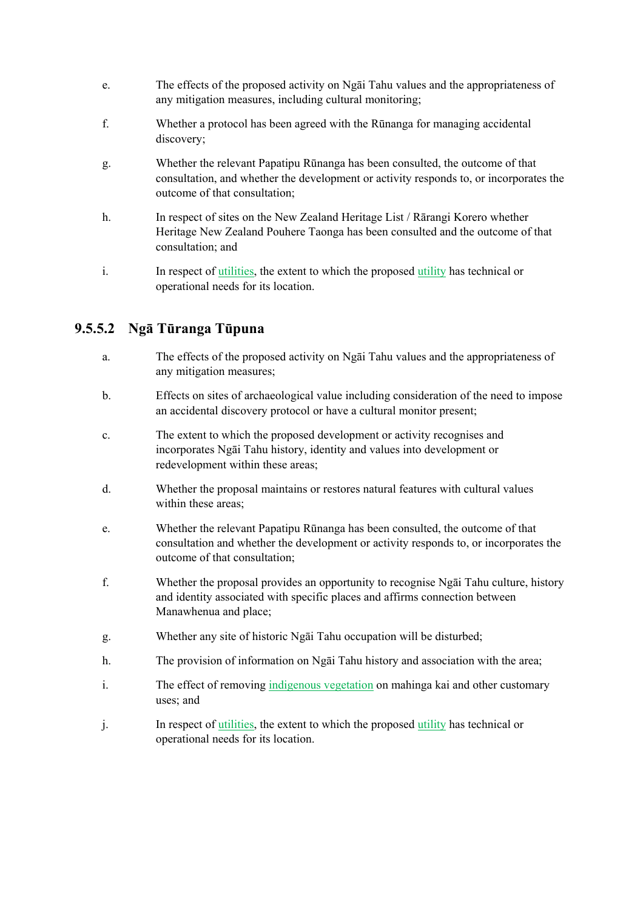e. The effects of the proposed activity on Ngāi Tahu values and the appropriateness of any mitigation measures, including cultural monitoring;

f. Whether a protocol has been agreed with the Rūnanga for managing accidental discovery;

g. Whether the relevant Papatipu Rūnanga has been consulted, the outcome of that consultation, and whether the development or activity responds to, or incorporates the outcome of that consultation;

h. In respect of sites on the New Zealand Heritage List / Rārangi Korero whether Heritage New Zealand Pouhere Taonga has been consulted and the outcome of that consultation; and

i. In respect of utilities, the extent to which the proposed utility has technical or operational needs for its location.

### 9.5.5.2 Ngā Tūranga Tūpuna

a. The effects of the proposed activity on Ngāi Tahu values and the appropriateness of any mitigation measures;

b. Effects on sites of archaeological value including consideration of the need to impose an accidental discovery protocol or have a cultural monitor present;

c. The extent to which the proposed development or activity recognises and incorporates Ngāi Tahu history, identity and values into development or redevelopment within these areas;

d. Whether the proposal maintains or restores natural features with cultural values within these areas;

e. Whether the relevant Papatipu Rūnanga has been consulted, the outcome of that consultation and whether the development or activity responds to, or incorporates the outcome of that consultation;

f. Whether the proposal provides an opportunity to recognise Ngāi Tahu culture, history and identity associated with specific places and affirms connection between Manawhenua and place;

g. Whether any site of historic Ngāi Tahu occupation will be disturbed;

h. The provision of information on Ngāi Tahu history and association with the area;

i. The effect of removing indigenous vegetation on mahinga kai and other customary uses; and

j. In respect of utilities, the extent to which the proposed utility has technical or operational needs for its location.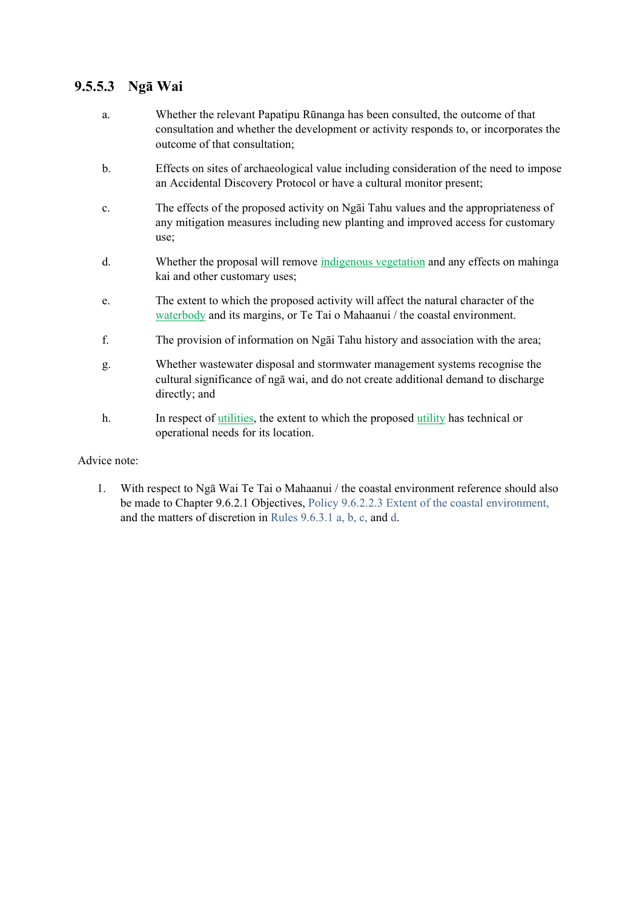### 9.5.5.3 Ngā Wai

a. Whether the relevant Papatipu Rūnanga has been consulted, the outcome of that consultation and whether the development or activity responds to, or incorporates the outcome of that consultation;

b. Effects on sites of archaeological value including consideration of the need to impose an Accidental Discovery Protocol or have a cultural monitor present;

c. The effects of the proposed activity on Ngāi Tahu values and the appropriateness of any mitigation measures including new planting and improved access for customary use;

d. Whether the proposal will remove indigenous vegetation and any effects on mahinga kai and other customary uses;

e. The extent to which the proposed activity will affect the natural character of the waterbody and its margins, or Te Tai o Mahaanui / the coastal environment.

f. The provision of information on Ngāi Tahu history and association with the area;

g. Whether wastewater disposal and stormwater management systems recognise the cultural significance of ngā wai, and do not create additional demand to discharge directly; and

h. In respect of utilities, the extent to which the proposed utility has technical or operational needs for its location.

Advice note:

1. With respect to Ngā Wai Te Tai o Mahaanui / the coastal environment reference should also be made to Chapter 9.6.2.1 Objectives, Policy 9.6.2.2.3 Extent of the coastal environment, and the matters of discretion in Rules 9.6.3.1 a, b, c, and d.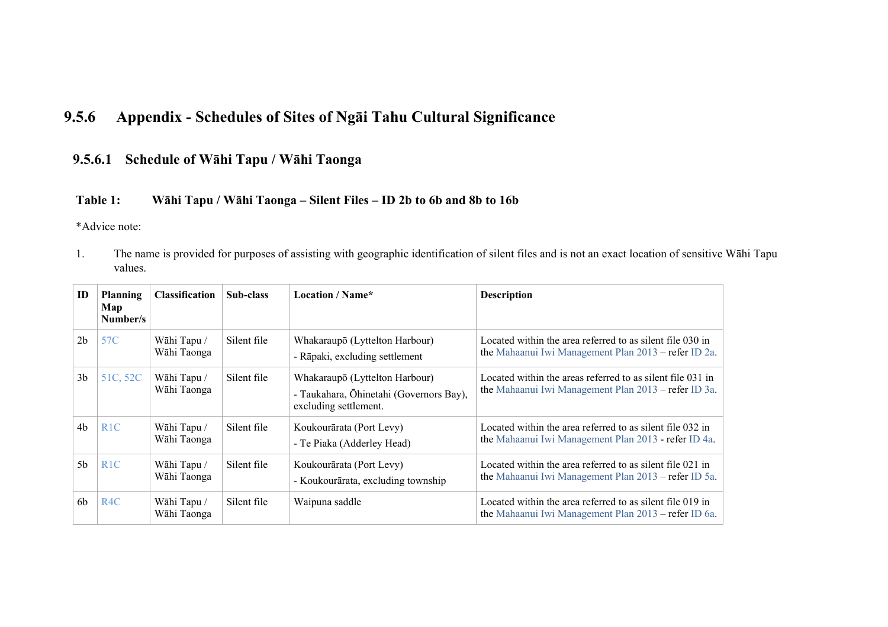## 9.5.6 Appendix - Schedules of Sites of Ngāi Tahu Cultural Significance

### 9.5.6.1 Schedule of Wāhi Tapu / Wāhi Taonga

**Table 1: Wāhi Tapu / Wāhi Taonga – Silent Files – ID 2b to 6b and 8b to 16b**

*Advice note:

1. The name is provided for purposes of assisting with geographic identification of silent files and is not an exact location of sensitive Wāhi Tapu values.

| ID | Planning Map Number/s | Classification | Sub-class | Location / Name* | Description |
|---|---|---|---|---|---|
| 2b | 57C | Wāhi Tapu / Wāhi Taonga | Silent file | Whakaraupō (Lyttelton Harbour)<br>- Rāpaki, excluding settlement | Located within the area referred to as silent file 030 in the Mahaanui Iwi Management Plan 2013 – refer ID 2a. |
| 3b | 51C, 52C | Wāhi Tapu / Wāhi Taonga | Silent file | Whakaraupō (Lyttelton Harbour)<br>- Taukahara, Ōhinetahi (Governors Bay), excluding settlement. | Located within the areas referred to as silent file 031 in the Mahaanui Iwi Management Plan 2013 – refer ID 3a. |
| 4b | R1C | Wāhi Tapu / Wāhi Taonga | Silent file | Koukourārata (Port Levy)<br>- Te Piaka (Adderley Head) | Located within the area referred to as silent file 032 in the Mahaanui Iwi Management Plan 2013 - refer ID 4a. |
| 5b | R1C | Wāhi Tapu / Wāhi Taonga | Silent file | Koukourārata (Port Levy)<br>- Koukourārata, excluding township | Located within the area referred to as silent file 021 in the Mahaanui Iwi Management Plan 2013 – refer ID 5a. |
| 6b | R4C | Wāhi Tapu / Wāhi Taonga | Silent file | Waipuna saddle | Located within the area referred to as silent file 019 in the Mahaanui Iwi Management Plan 2013 – refer ID 6a. |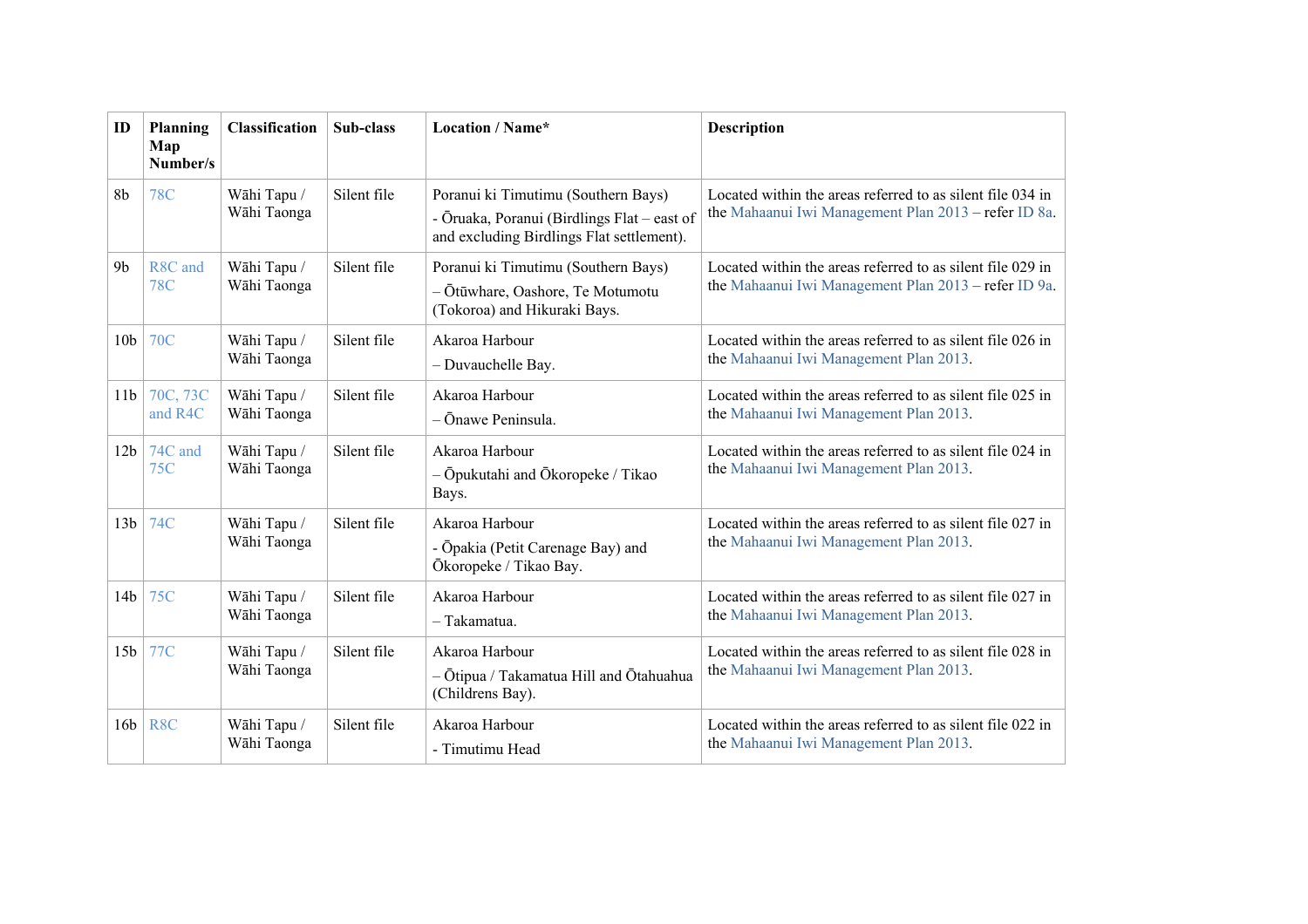| ID | Planning Map Number/s | Classification | Sub-class | Location / Name* | Description |
|---|---|---|---|---|---|
| 8b | 78C | Wāhi Tapu / Wāhi Taonga | Silent file | Poranui ki Timutimu (Southern Bays)<br>- Ōruaka, Poranui (Birdlings Flat – east of and excluding Birdlings Flat settlement). | Located within the areas referred to as silent file 034 in the Mahaanui Iwi Management Plan 2013 – refer ID 8a. |
| 9b | R8C and 78C | Wāhi Tapu / Wāhi Taonga | Silent file | Poranui ki Timutimu (Southern Bays)<br>– Ōtūwhare, Oashore, Te Motumotu (Tokoroa) and Hikuraki Bays. | Located within the areas referred to as silent file 029 in the Mahaanui Iwi Management Plan 2013 – refer ID 9a. |
| 10b | 70C | Wāhi Tapu / Wāhi Taonga | Silent file | Akaroa Harbour<br>– Duvauchelle Bay. | Located within the areas referred to as silent file 026 in the Mahaanui Iwi Management Plan 2013. |
| 11b | 70C, 73C and R4C | Wāhi Tapu / Wāhi Taonga | Silent file | Akaroa Harbour<br>– Ōnawe Peninsula. | Located within the areas referred to as silent file 025 in the Mahaanui Iwi Management Plan 2013. |
| 12b | 74C and 75C | Wāhi Tapu / Wāhi Taonga | Silent file | Akaroa Harbour<br>– Ōpukutahi and Ōkoropeke / Tikao Bays. | Located within the areas referred to as silent file 024 in the Mahaanui Iwi Management Plan 2013. |
| 13b | 74C | Wāhi Tapu / Wāhi Taonga | Silent file | Akaroa Harbour<br>- Ōpakia (Petit Carenage Bay) and Ōkoropeke / Tikao Bay. | Located within the areas referred to as silent file 027 in the Mahaanui Iwi Management Plan 2013. |
| 14b | 75C | Wāhi Tapu / Wāhi Taonga | Silent file | Akaroa Harbour<br>– Takamatua. | Located within the areas referred to as silent file 027 in the Mahaanui Iwi Management Plan 2013. |
| 15b | 77C | Wāhi Tapu / Wāhi Taonga | Silent file | Akaroa Harbour<br>– Ōtipua / Takamatua Hill and Ōtahuahua (Childrens Bay). | Located within the areas referred to as silent file 028 in the Mahaanui Iwi Management Plan 2013. |
| 16b | R8C | Wāhi Tapu / Wāhi Taonga | Silent file | Akaroa Harbour<br>- Timutimu Head | Located within the areas referred to as silent file 022 in the Mahaanui Iwi Management Plan 2013. |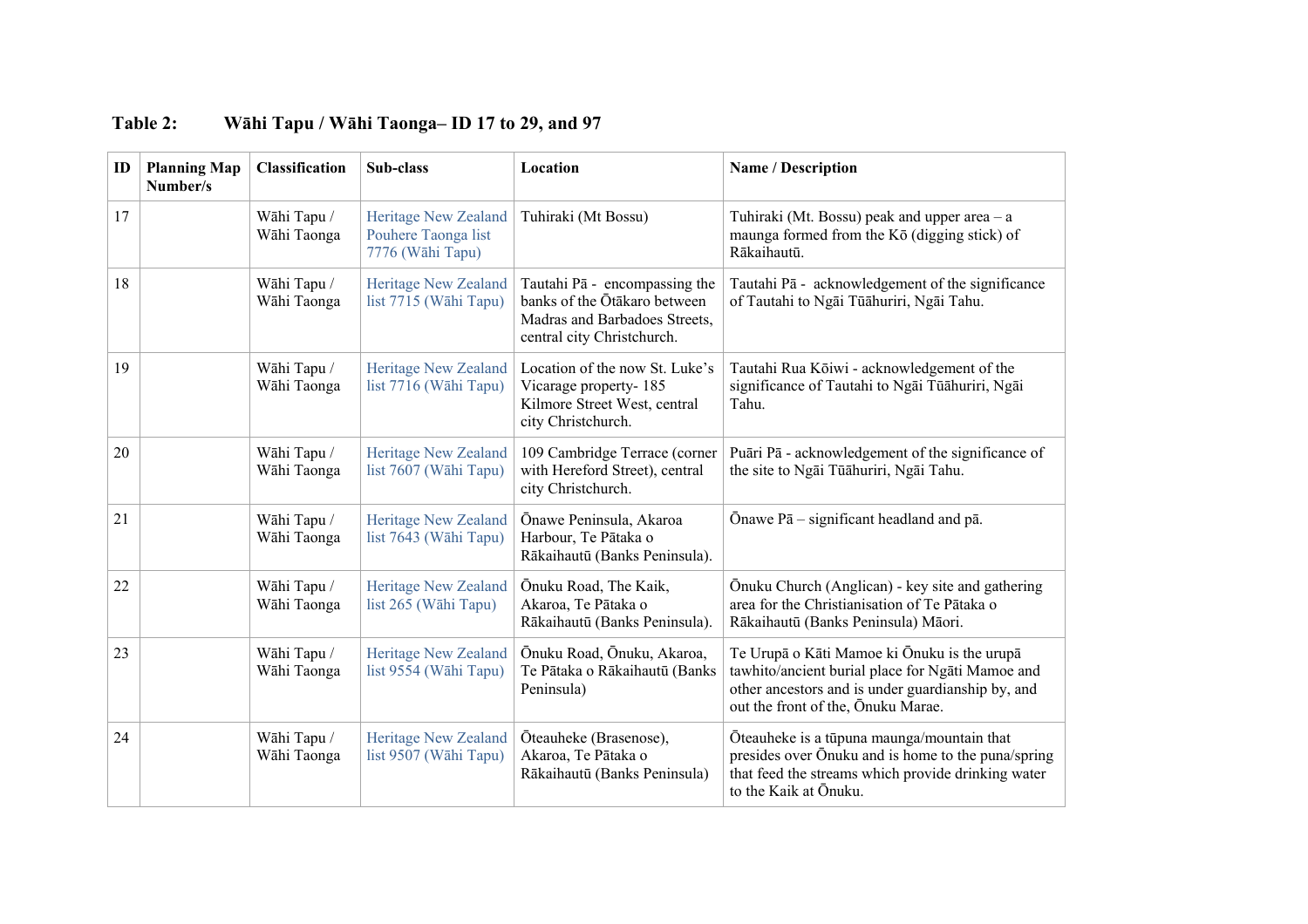**Table 2: Wāhi Tapu / Wāhi Taonga– ID 17 to 29, and 97**

| ID | Planning Map Number/s | Classification | Sub-class | Location | Name / Description |
|---|---|---|---|---|---|
| 17 | | Wāhi Tapu / Wāhi Taonga | Heritage New Zealand Pouhere Taonga list 7776 (Wāhi Tapu) | Tuhiraki (Mt Bossu) | Tuhiraki (Mt. Bossu) peak and upper area – a maunga formed from the Kō (digging stick) of Rākaihautū. |
| 18 | | Wāhi Tapu / Wāhi Taonga | Heritage New Zealand list 7715 (Wāhi Tapu) | Tautahi Pā - encompassing the banks of the Ōtākaro between Madras and Barbadoes Streets, central city Christchurch. | Tautahi Pā - acknowledgement of the significance of Tautahi to Ngāi Tūāhuriri, Ngāi Tahu. |
| 19 | | Wāhi Tapu / Wāhi Taonga | Heritage New Zealand list 7716 (Wāhi Tapu) | Location of the now St. Luke's Vicarage property- 185 Kilmore Street West, central city Christchurch. | Tautahi Rua Kōiwi - acknowledgement of the significance of Tautahi to Ngāi Tūāhuriri, Ngāi Tahu. |
| 20 | | Wāhi Tapu / Wāhi Taonga | Heritage New Zealand list 7607 (Wāhi Tapu) | 109 Cambridge Terrace (corner with Hereford Street), central city Christchurch. | Puāri Pā - acknowledgement of the significance of the site to Ngāi Tūāhuriri, Ngāi Tahu. |
| 21 | | Wāhi Tapu / Wāhi Taonga | Heritage New Zealand list 7643 (Wāhi Tapu) | Ōnawe Peninsula, Akaroa Harbour, Te Pātaka o Rākaihautū (Banks Peninsula). | Ōnawe Pā – significant headland and pā. |
| 22 | | Wāhi Tapu / Wāhi Taonga | Heritage New Zealand list 265 (Wāhi Tapu) | Ōnuku Road, The Kaik, Akaroa, Te Pātaka o Rākaihautū (Banks Peninsula). | Ōnuku Church (Anglican) - key site and gathering area for the Christianisation of Te Pātaka o Rākaihautū (Banks Peninsula) Māori. |
| 23 | | Wāhi Tapu / Wāhi Taonga | Heritage New Zealand list 9554 (Wāhi Tapu) | Ōnuku Road, Ōnuku, Akaroa, Te Pātaka o Rākaihautū (Banks Peninsula) | Te Urupā o Kāti Mamoe ki Ōnuku is the urupā tawhito/ancient burial place for Ngāti Mamoe and other ancestors and is under guardianship by, and out the front of the, Ōnuku Marae. |
| 24 | | Wāhi Tapu / Wāhi Taonga | Heritage New Zealand list 9507 (Wāhi Tapu) | Ōteauheke (Brasenose), Akaroa, Te Pātaka o Rākaihautū (Banks Peninsula) | Ōteauheke is a tūpuna maunga/mountain that presides over Ōnuku and is home to the puna/spring that feed the streams which provide drinking water to the Kaik at Ōnuku. |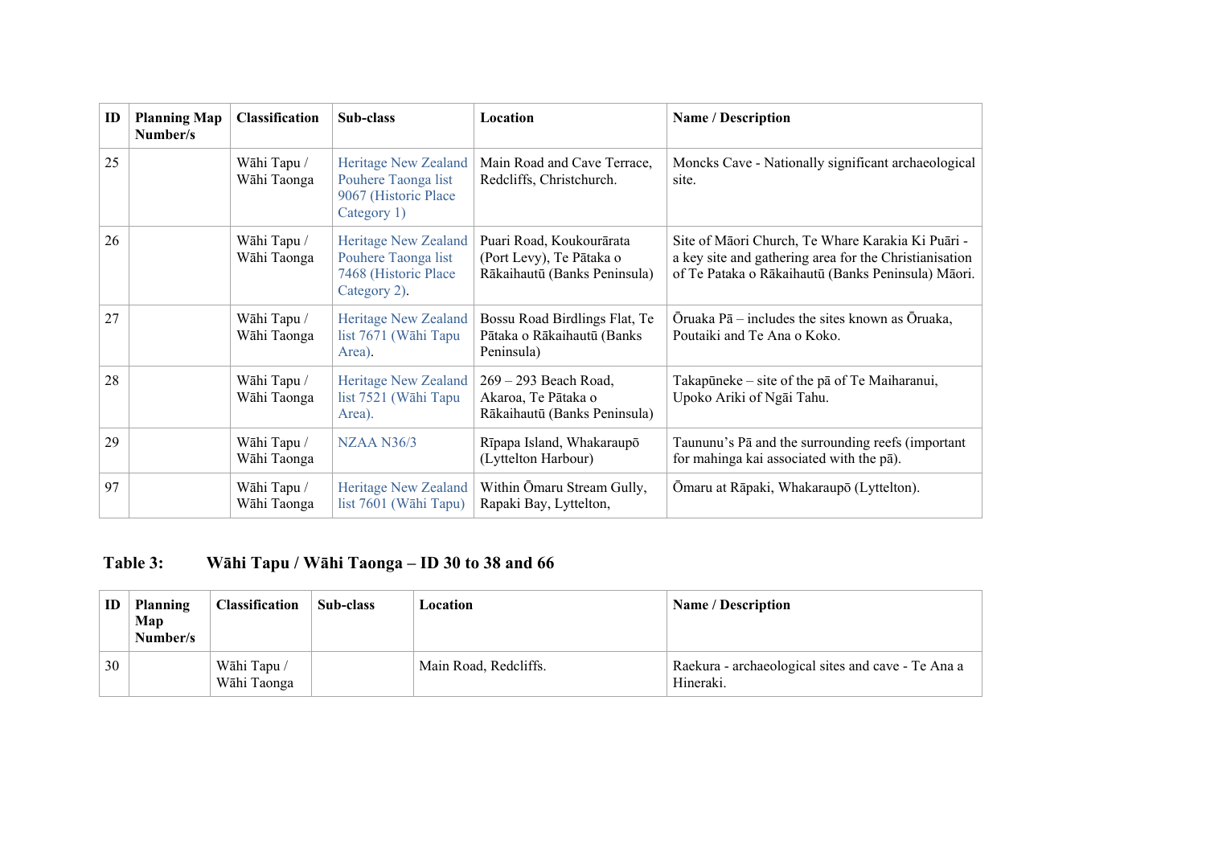| ID | Planning Map Number/s | Classification | Sub-class | Location | Name / Description |
|---|---|---|---|---|---|
| 25 | | Wāhi Tapu / Wāhi Taonga | Heritage New Zealand Pouhere Taonga list 9067 (Historic Place Category 1) | Main Road and Cave Terrace, Redcliffs, Christchurch. | Moncks Cave - Nationally significant archaeological site. |
| 26 | | Wāhi Tapu / Wāhi Taonga | Heritage New Zealand Pouhere Taonga list 7468 (Historic Place Category 2). | Puari Road, Koukourārata (Port Levy), Te Pātaka o Rākaihautū (Banks Peninsula) | Site of Māori Church, Te Whare Karakia Ki Puāri - a key site and gathering area for the Christianisation of Te Pataka o Rākaihautū (Banks Peninsula) Māori. |
| 27 | | Wāhi Tapu / Wāhi Taonga | Heritage New Zealand list 7671 (Wāhi Tapu Area). | Bossu Road Birdlings Flat, Te Pātaka o Rākaihautū (Banks Peninsula) | Ōruaka Pā – includes the sites known as Ōruaka, Poutaiki and Te Ana o Koko. |
| 28 | | Wāhi Tapu / Wāhi Taonga | Heritage New Zealand list 7521 (Wāhi Tapu Area). | 269 – 293 Beach Road, Akaroa, Te Pātaka o Rākaihautū (Banks Peninsula) | Takapūneke – site of the pā of Te Maiharanui, Upoko Ariki of Ngāi Tahu. |
| 29 | | Wāhi Tapu / Wāhi Taonga | NZAA N36/3 | Rīpapa Island, Whakaraupō (Lyttelton Harbour) | Taununu's Pā and the surrounding reefs (important for mahinga kai associated with the pā). |
| 97 | | Wāhi Tapu / Wāhi Taonga | Heritage New Zealand list 7601 (Wāhi Tapu) | Within Ōmaru Stream Gully, Rapaki Bay, Lyttelton, | Ōmaru at Rāpaki, Whakaraupō (Lyttelton). |

**Table 3: Wāhi Tapu / Wāhi Taonga – ID 30 to 38 and 66**

| ID | Planning Map Number/s | Classification | Sub-class | Location | Name / Description |
|---|---|---|---|---|---|
| 30 | | Wāhi Tapu / Wāhi Taonga | | Main Road, Redcliffs. | Raekura - archaeological sites and cave - Te Ana a Hineraki. |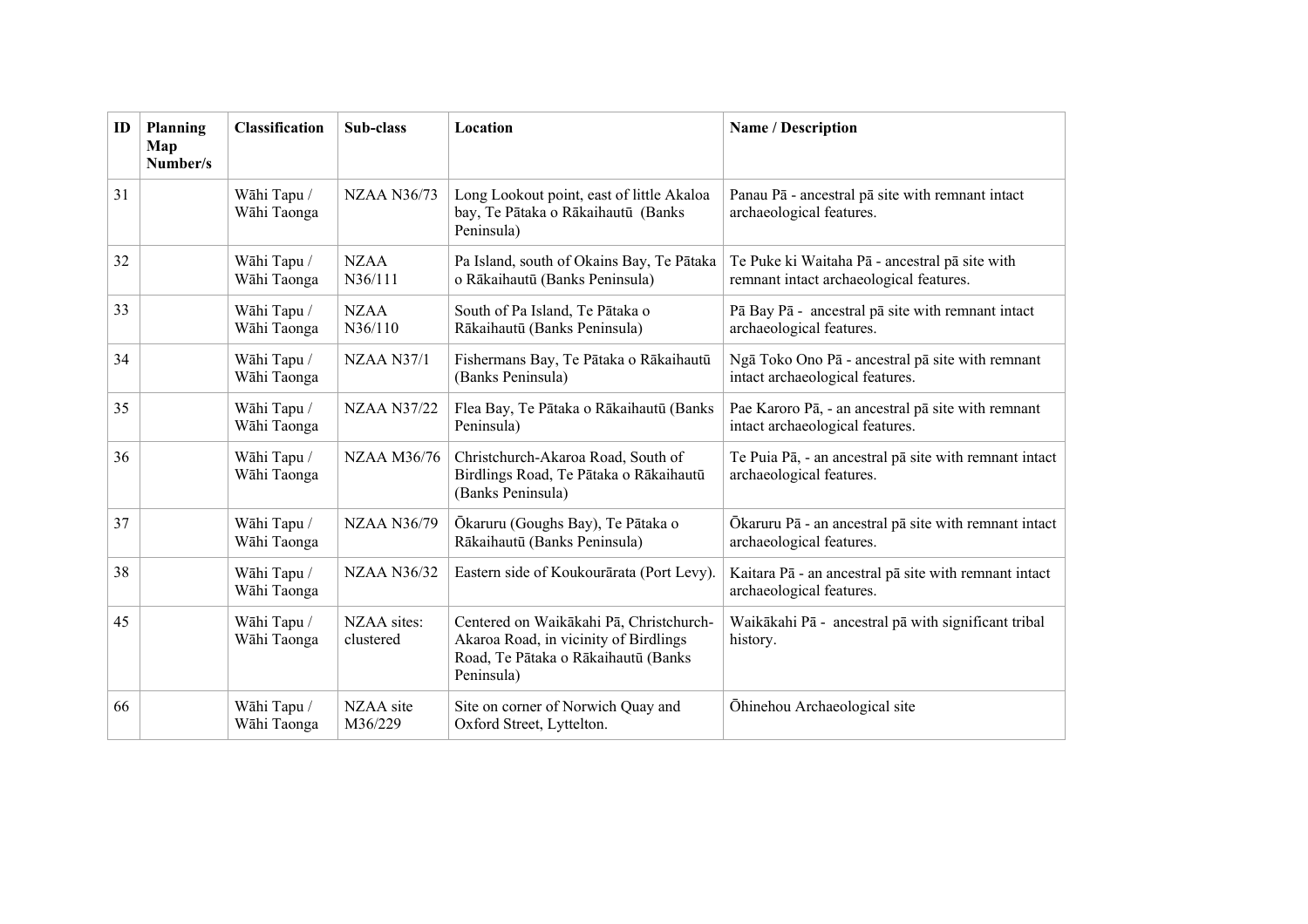| ID | Planning Map Number/s | Classification | Sub-class | Location | Name / Description |
|---|---|---|---|---|---|
| 31 | | Wāhi Tapu / Wāhi Taonga | NZAA N36/73 | Long Lookout point, east of little Akaloa bay, Te Pātaka o Rākaihautū (Banks Peninsula) | Panau Pā - ancestral pā site with remnant intact archaeological features. |
| 32 | | Wāhi Tapu / Wāhi Taonga | NZAA N36/111 | Pa Island, south of Okains Bay, Te Pātaka o Rākaihautū (Banks Peninsula) | Te Puke ki Waitaha Pā - ancestral pā site with remnant intact archaeological features. |
| 33 | | Wāhi Tapu / Wāhi Taonga | NZAA N36/110 | South of Pa Island, Te Pātaka o Rākaihautū (Banks Peninsula) | Pā Bay Pā - ancestral pā site with remnant intact archaeological features. |
| 34 | | Wāhi Tapu / Wāhi Taonga | NZAA N37/1 | Fishermans Bay, Te Pātaka o Rākaihautū (Banks Peninsula) | Ngā Toko Ono Pā - ancestral pā site with remnant intact archaeological features. |
| 35 | | Wāhi Tapu / Wāhi Taonga | NZAA N37/22 | Flea Bay, Te Pātaka o Rākaihautū (Banks Peninsula) | Pae Karoro Pā, - an ancestral pā site with remnant intact archaeological features. |
| 36 | | Wāhi Tapu / Wāhi Taonga | NZAA M36/76 | Christchurch-Akaroa Road, South of Birdlings Road, Te Pātaka o Rākaihautū (Banks Peninsula) | Te Puia Pā, - an ancestral pā site with remnant intact archaeological features. |
| 37 | | Wāhi Tapu / Wāhi Taonga | NZAA N36/79 | Ōkaruru (Goughs Bay), Te Pātaka o Rākaihautū (Banks Peninsula) | Ōkaruru Pā - an ancestral pā site with remnant intact archaeological features. |
| 38 | | Wāhi Tapu / Wāhi Taonga | NZAA N36/32 | Eastern side of Koukourārata (Port Levy). | Kaitara Pā - an ancestral pā site with remnant intact archaeological features. |
| 45 | | Wāhi Tapu / Wāhi Taonga | NZAA sites: clustered | Centered on Waikākahi Pā, Christchurch-Akaroa Road, in vicinity of Birdlings Road, Te Pātaka o Rākaihautū (Banks Peninsula) | Waikākahi Pā - ancestral pā with significant tribal history. |
| 66 | | Wāhi Tapu / Wāhi Taonga | NZAA site M36/229 | Site on corner of Norwich Quay and Oxford Street, Lyttelton. | Ōhinehou Archaeological site |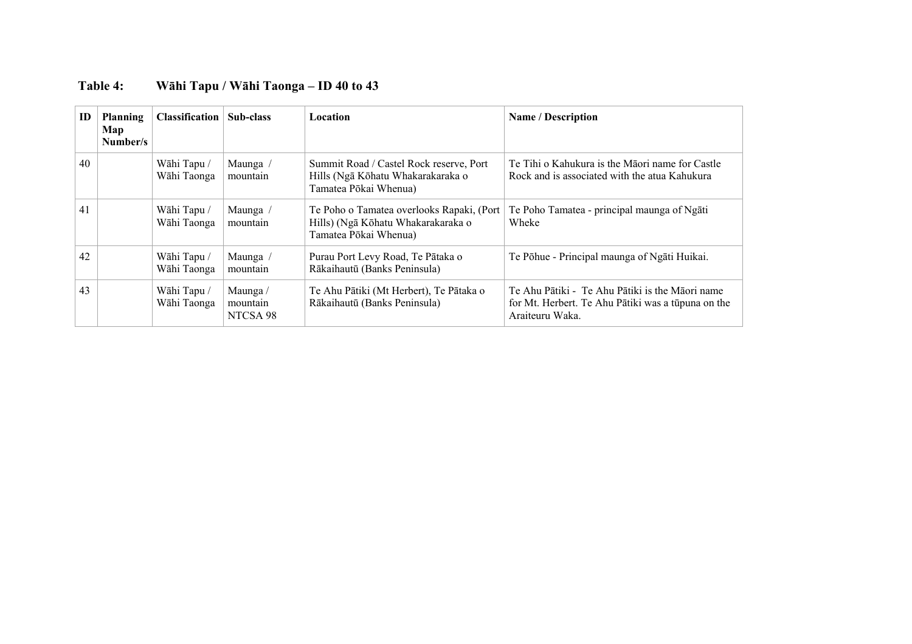## Table 4: Wāhi Tapu / Wāhi Taonga – ID 40 to 43

| ID | Planning Map Number/s | Classification | Sub-class | Location | Name / Description |
|---|---|---|---|---|---|
| 40 | | Wāhi Tapu / Wāhi Taonga | Maunga / mountain | Summit Road / Castel Rock reserve, Port Hills (Ngā Kōhatu Whakarakaraka o Tamatea Pōkai Whenua) | Te Tihi o Kahukura is the Māori name for Castle Rock and is associated with the atua Kahukura |
| 41 | | Wāhi Tapu / Wāhi Taonga | Maunga / mountain | Te Poho o Tamatea overlooks Rapaki, (Port Hills) (Ngā Kōhatu Whakarakaraka o Tamatea Pōkai Whenua) | Te Poho Tamatea - principal maunga of Ngāti Wheke |
| 42 | | Wāhi Tapu / Wāhi Taonga | Maunga / mountain | Purau Port Levy Road, Te Pātaka o Rākaihautū (Banks Peninsula) | Te Pōhue - Principal maunga of Ngāti Huikai. |
| 43 | | Wāhi Tapu / Wāhi Taonga | Maunga / mountain NTCSA 98 | Te Ahu Pātiki (Mt Herbert), Te Pātaka o Rākaihautū (Banks Peninsula) | Te Ahu Pātiki - Te Ahu Pātiki is the Māori name for Mt. Herbert. Te Ahu Pātiki was a tūpuna on the Araiteuru Waka. |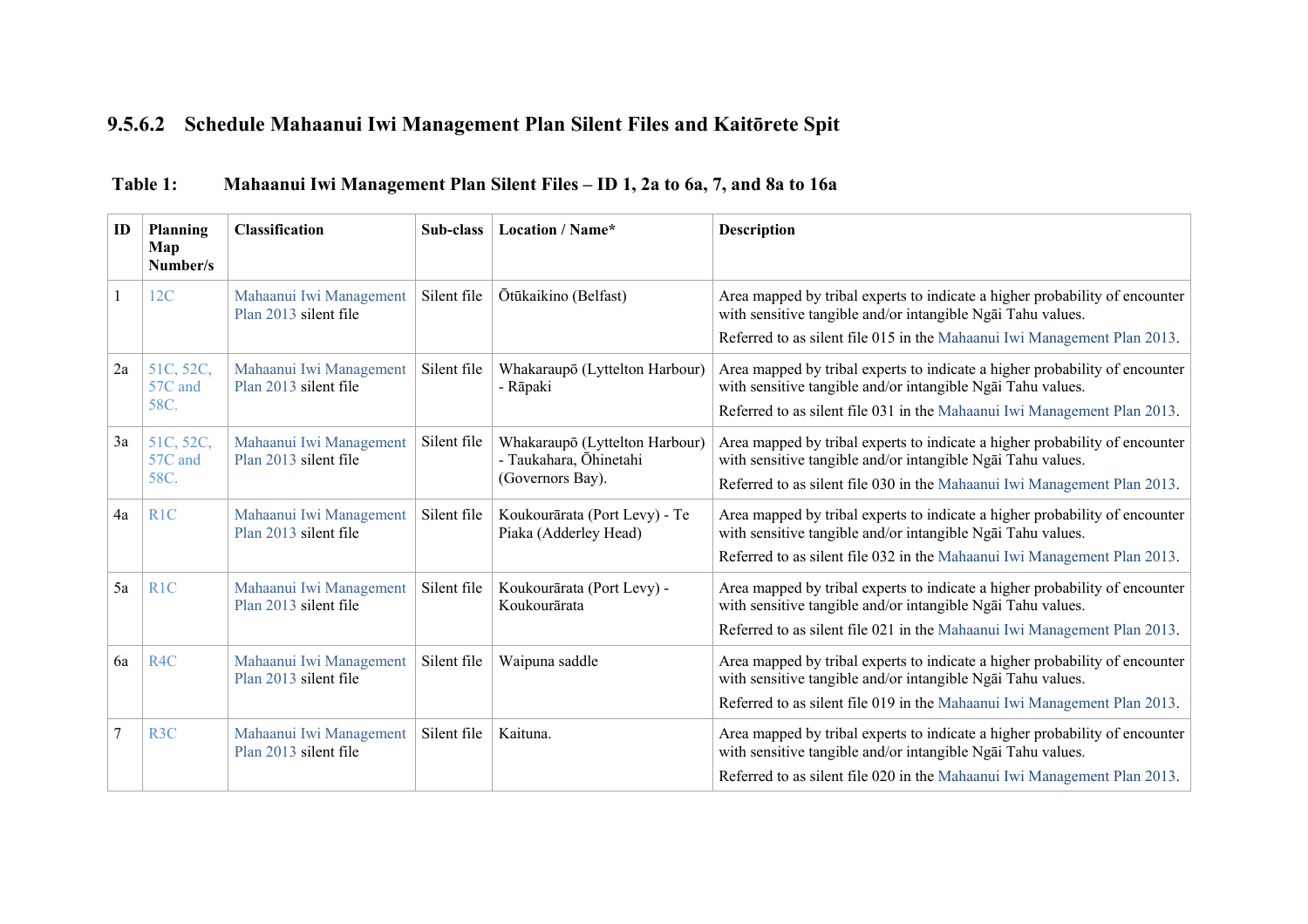### 9.5.6.2 Schedule Mahaanui Iwi Management Plan Silent Files and Kaitōrete Spit

**Table 1: Mahaanui Iwi Management Plan Silent Files – ID 1, 2a to 6a, 7, and 8a to 16a**

| ID | Planning Map Number/s | Classification | Sub-class | Location / Name* | Description |
|---|---|---|---|---|---|
| 1 | 12C | Mahaanui Iwi Management Plan 2013 silent file | Silent file | Ōtūkaikino (Belfast) | Area mapped by tribal experts to indicate a higher probability of encounter with sensitive tangible and/or intangible Ngāi Tahu values.<br>Referred to as silent file 015 in the Mahaanui Iwi Management Plan 2013. |
| 2a | 51C, 52C, 57C and 58C. | Mahaanui Iwi Management Plan 2013 silent file | Silent file | Whakaraupō (Lyttelton Harbour) - Rāpaki | Area mapped by tribal experts to indicate a higher probability of encounter with sensitive tangible and/or intangible Ngāi Tahu values.<br>Referred to as silent file 031 in the Mahaanui Iwi Management Plan 2013. |
| 3a | 51C, 52C, 57C and 58C. | Mahaanui Iwi Management Plan 2013 silent file | Silent file | Whakaraupō (Lyttelton Harbour) - Taukahara, Ōhinetahi (Governors Bay). | Area mapped by tribal experts to indicate a higher probability of encounter with sensitive tangible and/or intangible Ngāi Tahu values.<br>Referred to as silent file 030 in the Mahaanui Iwi Management Plan 2013. |
| 4a | R1C | Mahaanui Iwi Management Plan 2013 silent file | Silent file | Koukourārata (Port Levy) - Te Piaka (Adderley Head) | Area mapped by tribal experts to indicate a higher probability of encounter with sensitive tangible and/or intangible Ngāi Tahu values.<br>Referred to as silent file 032 in the Mahaanui Iwi Management Plan 2013. |
| 5a | R1C | Mahaanui Iwi Management Plan 2013 silent file | Silent file | Koukourārata (Port Levy) - Koukourārata | Area mapped by tribal experts to indicate a higher probability of encounter with sensitive tangible and/or intangible Ngāi Tahu values.<br>Referred to as silent file 021 in the Mahaanui Iwi Management Plan 2013. |
| 6a | R4C | Mahaanui Iwi Management Plan 2013 silent file | Silent file | Waipuna saddle | Area mapped by tribal experts to indicate a higher probability of encounter with sensitive tangible and/or intangible Ngāi Tahu values.<br>Referred to as silent file 019 in the Mahaanui Iwi Management Plan 2013. |
| 7 | R3C | Mahaanui Iwi Management Plan 2013 silent file | Silent file | Kaituna. | Area mapped by tribal experts to indicate a higher probability of encounter with sensitive tangible and/or intangible Ngāi Tahu values.<br>Referred to as silent file 020 in the Mahaanui Iwi Management Plan 2013. |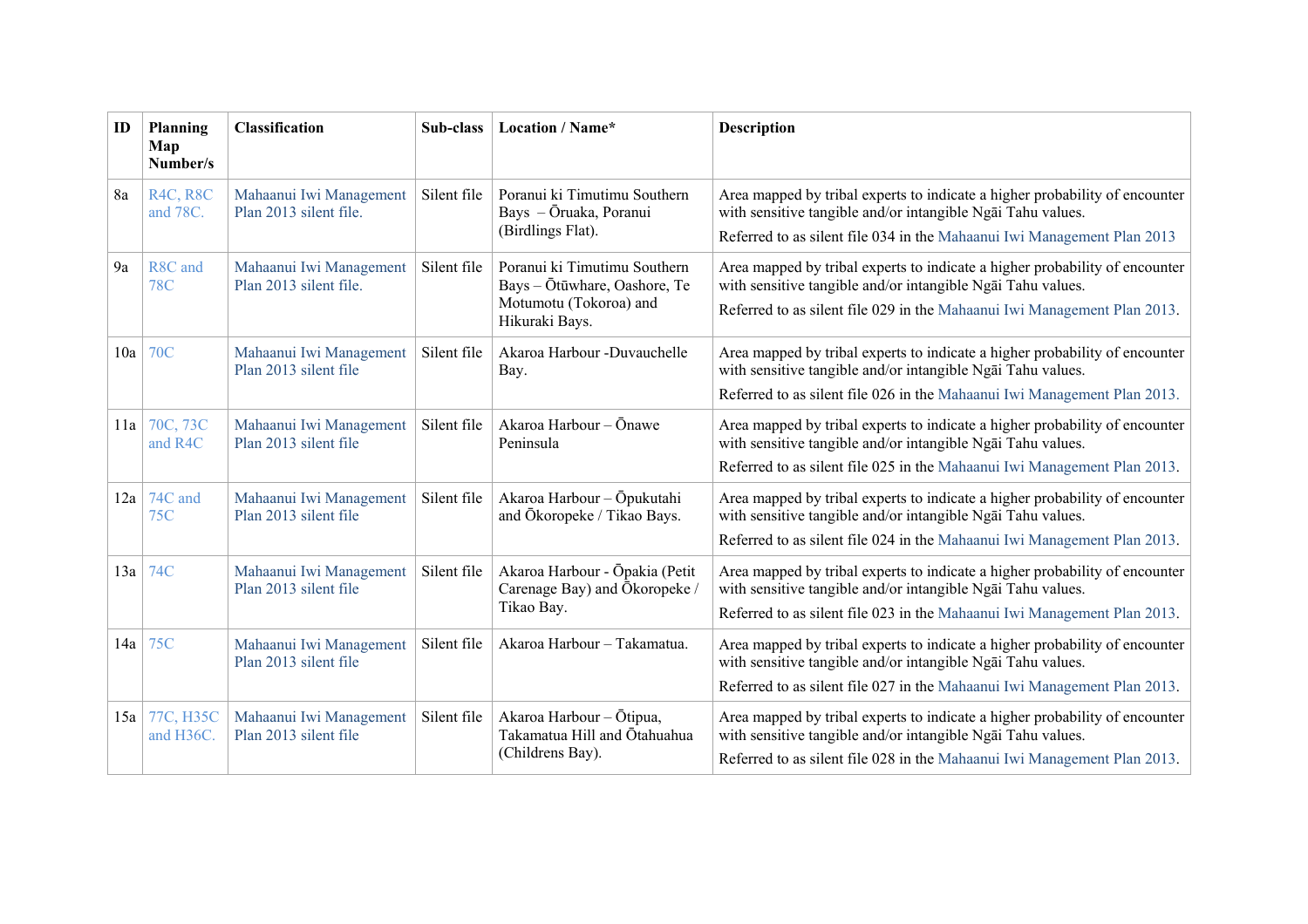| ID | Planning Map Number/s | Classification | Sub-class | Location / Name* | Description |
|---|---|---|---|---|---|
| 8a | R4C, R8C and 78C. | Mahaanui Iwi Management Plan 2013 silent file. | Silent file | Poranui ki Timutimu Southern Bays – Ōruaka, Poranui (Birdlings Flat). | Area mapped by tribal experts to indicate a higher probability of encounter with sensitive tangible and/or intangible Ngāi Tahu values.<br>Referred to as silent file 034 in the Mahaanui Iwi Management Plan 2013 |
| 9a | R8C and 78C | Mahaanui Iwi Management Plan 2013 silent file. | Silent file | Poranui ki Timutimu Southern Bays – Ōtūwhare, Oashore, Te Motumotu (Tokoroa) and Hikuraki Bays. | Area mapped by tribal experts to indicate a higher probability of encounter with sensitive tangible and/or intangible Ngāi Tahu values.<br>Referred to as silent file 029 in the Mahaanui Iwi Management Plan 2013. |
| 10a | 70C | Mahaanui Iwi Management Plan 2013 silent file | Silent file | Akaroa Harbour -Duvauchelle Bay. | Area mapped by tribal experts to indicate a higher probability of encounter with sensitive tangible and/or intangible Ngāi Tahu values.<br>Referred to as silent file 026 in the Mahaanui Iwi Management Plan 2013. |
| 11a | 70C, 73C and R4C | Mahaanui Iwi Management Plan 2013 silent file | Silent file | Akaroa Harbour – Ōnawe Peninsula | Area mapped by tribal experts to indicate a higher probability of encounter with sensitive tangible and/or intangible Ngāi Tahu values.<br>Referred to as silent file 025 in the Mahaanui Iwi Management Plan 2013. |
| 12a | 74C and 75C | Mahaanui Iwi Management Plan 2013 silent file | Silent file | Akaroa Harbour – Ōpukutahi and Ōkoropeke / Tikao Bays. | Area mapped by tribal experts to indicate a higher probability of encounter with sensitive tangible and/or intangible Ngāi Tahu values.<br>Referred to as silent file 024 in the Mahaanui Iwi Management Plan 2013. |
| 13a | 74C | Mahaanui Iwi Management Plan 2013 silent file | Silent file | Akaroa Harbour - Ōpakia (Petit Carenage Bay) and Ōkoropeke / Tikao Bay. | Area mapped by tribal experts to indicate a higher probability of encounter with sensitive tangible and/or intangible Ngāi Tahu values.<br>Referred to as silent file 023 in the Mahaanui Iwi Management Plan 2013. |
| 14a | 75C | Mahaanui Iwi Management Plan 2013 silent file | Silent file | Akaroa Harbour – Takamatua. | Area mapped by tribal experts to indicate a higher probability of encounter with sensitive tangible and/or intangible Ngāi Tahu values.<br>Referred to as silent file 027 in the Mahaanui Iwi Management Plan 2013. |
| 15a | 77C, H35C and H36C. | Mahaanui Iwi Management Plan 2013 silent file | Silent file | Akaroa Harbour – Ōtipua, Takamatua Hill and Ōtahuahua (Childrens Bay). | Area mapped by tribal experts to indicate a higher probability of encounter with sensitive tangible and/or intangible Ngāi Tahu values.<br>Referred to as silent file 028 in the Mahaanui Iwi Management Plan 2013. |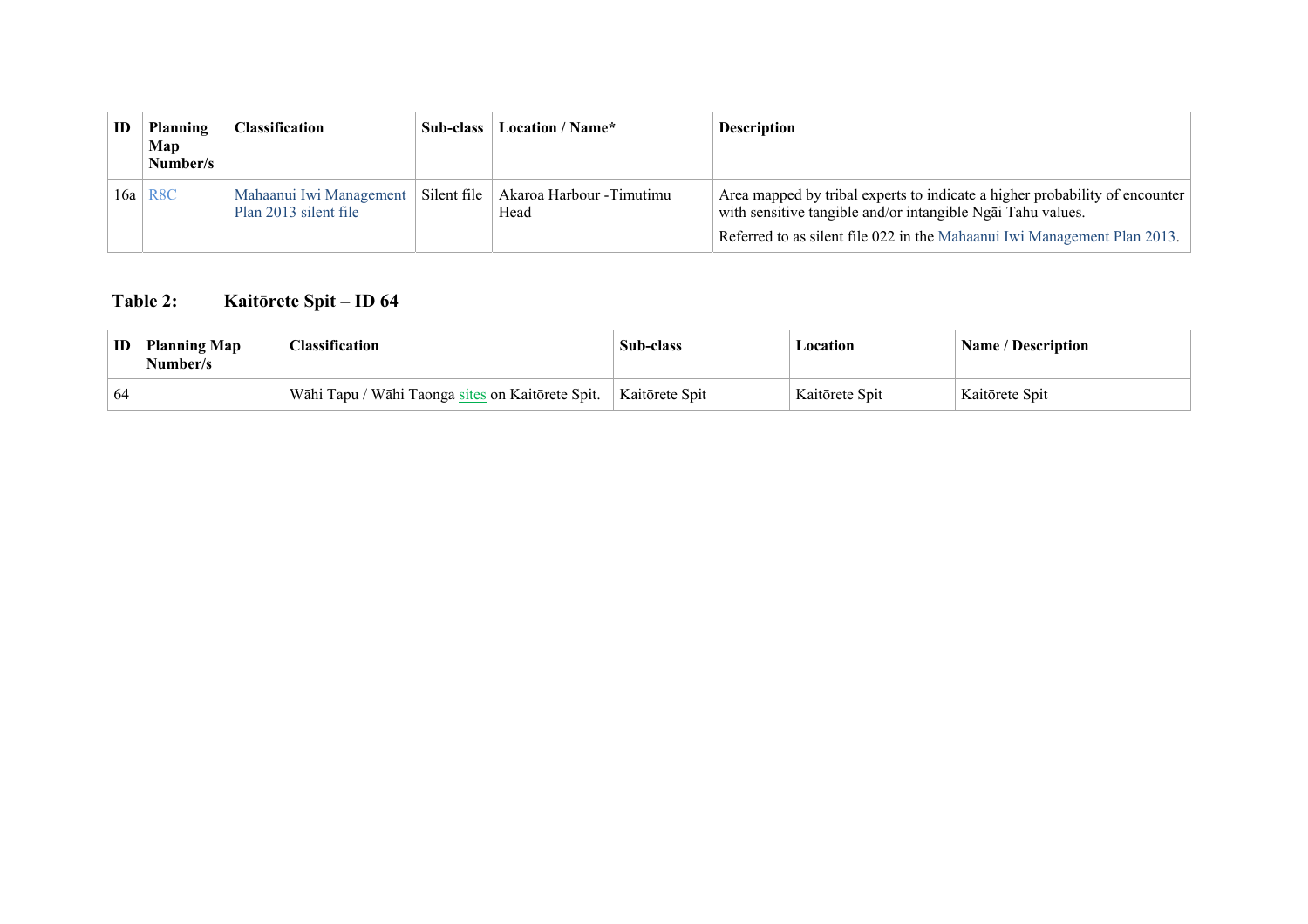| ID | Planning Map Number/s | Classification | Sub-class | Location / Name* | Description |
|---|---|---|---|---|---|
| 16a | R8C | Mahaanui Iwi Management Plan 2013 silent file | Silent file | Akaroa Harbour -Timutimu Head | Area mapped by tribal experts to indicate a higher probability of encounter with sensitive tangible and/or intangible Ngāi Tahu values.<br>Referred to as silent file 022 in the Mahaanui Iwi Management Plan 2013. |

### Table 2: Kaitōrete Spit – ID 64

| ID | Planning Map Number/s | Classification | Sub-class | Location | Name / Description |
|---|---|---|---|---|---|
| 64 | | Wāhi Tapu / Wāhi Taonga sites on Kaitōrete Spit. | Kaitōrete Spit | Kaitōrete Spit | Kaitōrete Spit |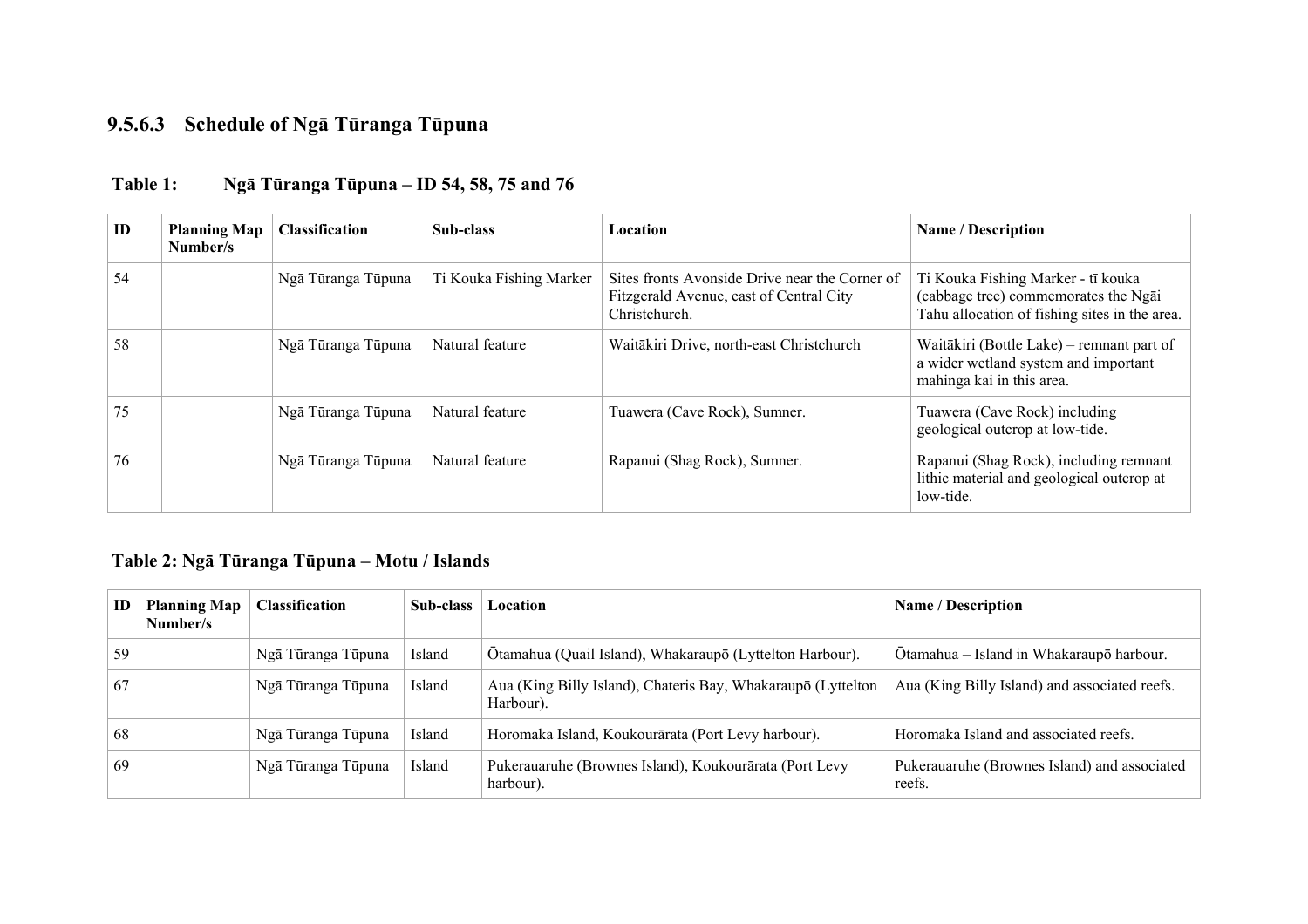### 9.5.6.3 Schedule of Ngā Tūranga Tūpuna

**Table 1: Ngā Tūranga Tūpuna – ID 54, 58, 75 and 76**

| ID | Planning Map Number/s | Classification | Sub-class | Location | Name / Description |
|---|---|---|---|---|---|
| 54 | | Ngā Tūranga Tūpuna | Ti Kouka Fishing Marker | Sites fronts Avonside Drive near the Corner of Fitzgerald Avenue, east of Central City Christchurch. | Ti Kouka Fishing Marker - tī kouka (cabbage tree) commemorates the Ngāi Tahu allocation of fishing sites in the area. |
| 58 | | Ngā Tūranga Tūpuna | Natural feature | Waitākiri Drive, north-east Christchurch | Waitākiri (Bottle Lake) – remnant part of a wider wetland system and important mahinga kai in this area. |
| 75 | | Ngā Tūranga Tūpuna | Natural feature | Tuawera (Cave Rock), Sumner. | Tuawera (Cave Rock) including geological outcrop at low-tide. |
| 76 | | Ngā Tūranga Tūpuna | Natural feature | Rapanui (Shag Rock), Sumner. | Rapanui (Shag Rock), including remnant lithic material and geological outcrop at low-tide. |

**Table 2: Ngā Tūranga Tūpuna – Motu / Islands**

| ID | Planning Map Number/s | Classification | Sub-class | Location | Name / Description |
|---|---|---|---|---|---|
| 59 | | Ngā Tūranga Tūpuna | Island | Ōtamahua (Quail Island), Whakaraupō (Lyttelton Harbour). | Ōtamahua – Island in Whakaraupō harbour. |
| 67 | | Ngā Tūranga Tūpuna | Island | Aua (King Billy Island), Chateris Bay, Whakaraupō (Lyttelton Harbour). | Aua (King Billy Island) and associated reefs. |
| 68 | | Ngā Tūranga Tūpuna | Island | Horomaka Island, Koukourārata (Port Levy harbour). | Horomaka Island and associated reefs. |
| 69 | | Ngā Tūranga Tūpuna | Island | Pukerauaruhe (Brownes Island), Koukourārata (Port Levy harbour). | Pukerauaruhe (Brownes Island) and associated reefs. |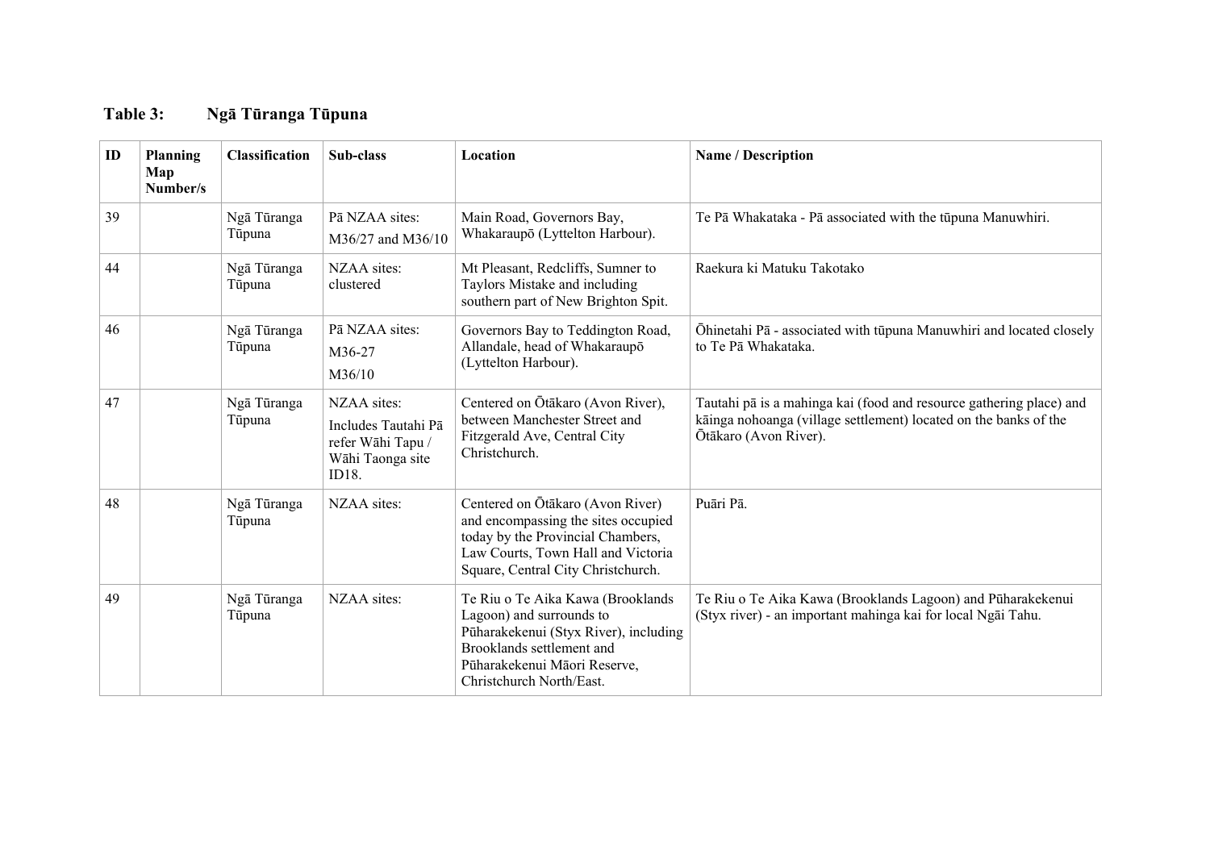## Table 3: Ngā Tūranga Tūpuna

| ID | Planning Map Number/s | Classification | Sub-class | Location | Name / Description |
|---|---|---|---|---|---|
| 39 | | Ngā Tūranga Tūpuna | Pā NZAA sites: M36/27 and M36/10 | Main Road, Governors Bay, Whakaraupō (Lyttelton Harbour). | Te Pā Whakataka - Pā associated with the tūpuna Manuwhiri. |
| 44 | | Ngā Tūranga Tūpuna | NZAA sites: clustered | Mt Pleasant, Redcliffs, Sumner to Taylors Mistake and including southern part of New Brighton Spit. | Raekura ki Matuku Takotako |
| 46 | | Ngā Tūranga Tūpuna | Pā NZAA sites: M36-27 M36/10 | Governors Bay to Teddington Road, Allandale, head of Whakaraupō (Lyttelton Harbour). | Ōhinetahi Pā - associated with tūpuna Manuwhiri and located closely to Te Pā Whakataka. |
| 47 | | Ngā Tūranga Tūpuna | NZAA sites: Includes Tautahi Pā refer Wāhi Tapu / Wāhi Taonga site ID18. | Centered on Ōtākaro (Avon River), between Manchester Street and Fitzgerald Ave, Central City Christchurch. | Tautahi pā is a mahinga kai (food and resource gathering place) and kāinga nohoanga (village settlement) located on the banks of the Ōtākaro (Avon River). |
| 48 | | Ngā Tūranga Tūpuna | NZAA sites: | Centered on Ōtākaro (Avon River) and encompassing the sites occupied today by the Provincial Chambers, Law Courts, Town Hall and Victoria Square, Central City Christchurch. | Puāri Pā. |
| 49 | | Ngā Tūranga Tūpuna | NZAA sites: | Te Riu o Te Aika Kawa (Brooklands Lagoon) and surrounds to Pūharakekenui (Styx River), including Brooklands settlement and Pūharakekenui Māori Reserve, Christchurch North/East. | Te Riu o Te Aika Kawa (Brooklands Lagoon) and Pūharakekenui (Styx river) - an important mahinga kai for local Ngāi Tahu. |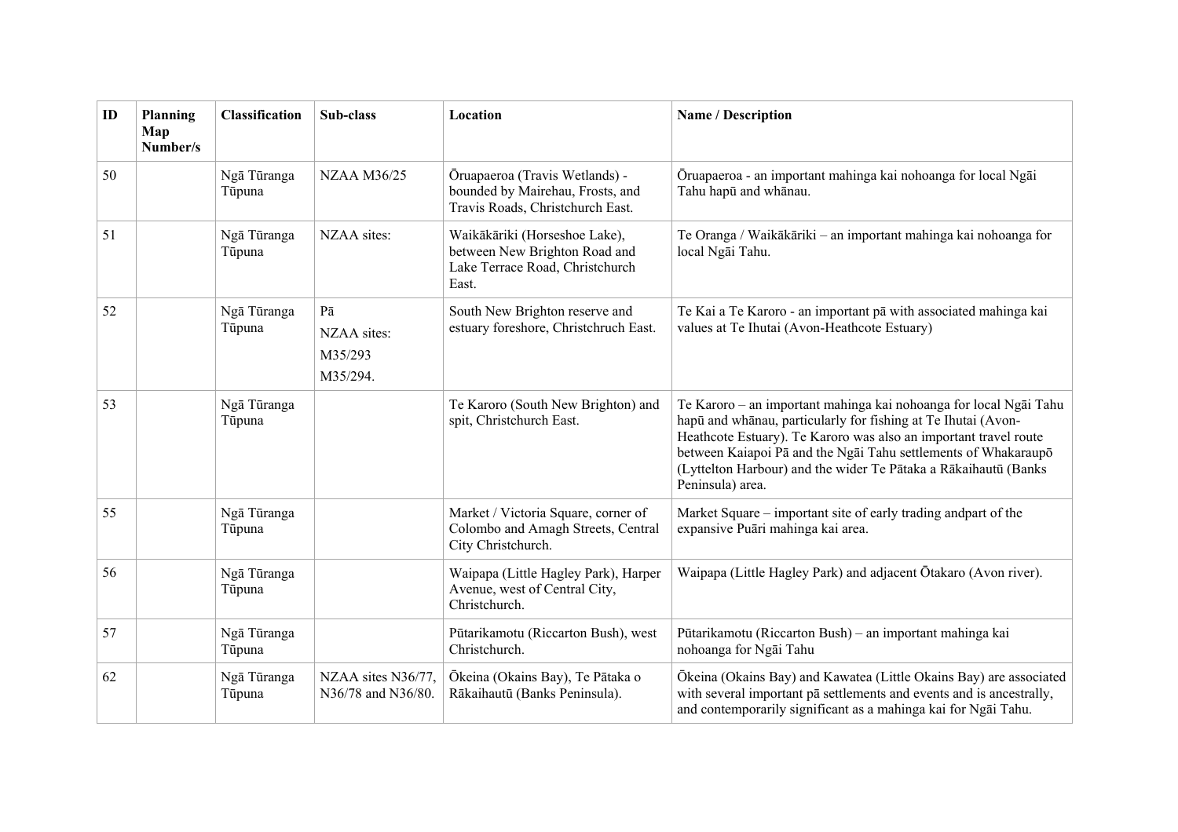| ID | Planning Map Number/s | Classification | Sub-class | Location | Name / Description |
|---|---|---|---|---|---|
| 50 | | Ngā Tūranga Tūpuna | NZAA M36/25 | Ōruapaeroa (Travis Wetlands) - bounded by Mairehau, Frosts, and Travis Roads, Christchurch East. | Ōruapaeroa - an important mahinga kai nohoanga for local Ngāi Tahu hapū and whānau. |
| 51 | | Ngā Tūranga Tūpuna | NZAA sites: | Waikākāriki (Horseshoe Lake), between New Brighton Road and Lake Terrace Road, Christchurch East. | Te Oranga / Waikākāriki – an important mahinga kai nohoanga for local Ngāi Tahu. |
| 52 | | Ngā Tūranga Tūpuna | Pā<br>NZAA sites:<br>M35/293<br>M35/294. | South New Brighton reserve and estuary foreshore, Christchruch East. | Te Kai a Te Karoro - an important pā with associated mahinga kai values at Te Ihutai (Avon-Heathcote Estuary) |
| 53 | | Ngā Tūranga Tūpuna | | Te Karoro (South New Brighton) and spit, Christchurch East. | Te Karoro – an important mahinga kai nohoanga for local Ngāi Tahu hapū and whānau, particularly for fishing at Te Ihutai (Avon-Heathcote Estuary). Te Karoro was also an important travel route between Kaiapoi Pā and the Ngāi Tahu settlements of Whakaraupō (Lyttelton Harbour) and the wider Te Pātaka a Rākaihautū (Banks Peninsula) area. |
| 55 | | Ngā Tūranga Tūpuna | | Market / Victoria Square, corner of Colombo and Amagh Streets, Central City Christchurch. | Market Square – important site of early trading andpart of the expansive Puāri mahinga kai area. |
| 56 | | Ngā Tūranga Tūpuna | | Waipapa (Little Hagley Park), Harper Avenue, west of Central City, Christchurch. | Waipapa (Little Hagley Park) and adjacent Ōtakaro (Avon river). |
| 57 | | Ngā Tūranga Tūpuna | | Pūtarikamotu (Riccarton Bush), west Christchurch. | Pūtarikamotu (Riccarton Bush) – an important mahinga kai nohoanga for Ngāi Tahu |
| 62 | | Ngā Tūranga Tūpuna | NZAA sites N36/77, N36/78 and N36/80. | Ōkeina (Okains Bay), Te Pātaka o Rākaihautū (Banks Peninsula). | Ōkeina (Okains Bay) and Kawatea (Little Okains Bay) are associated with several important pā settlements and events and is ancestrally, and contemporarily significant as a mahinga kai for Ngāi Tahu. |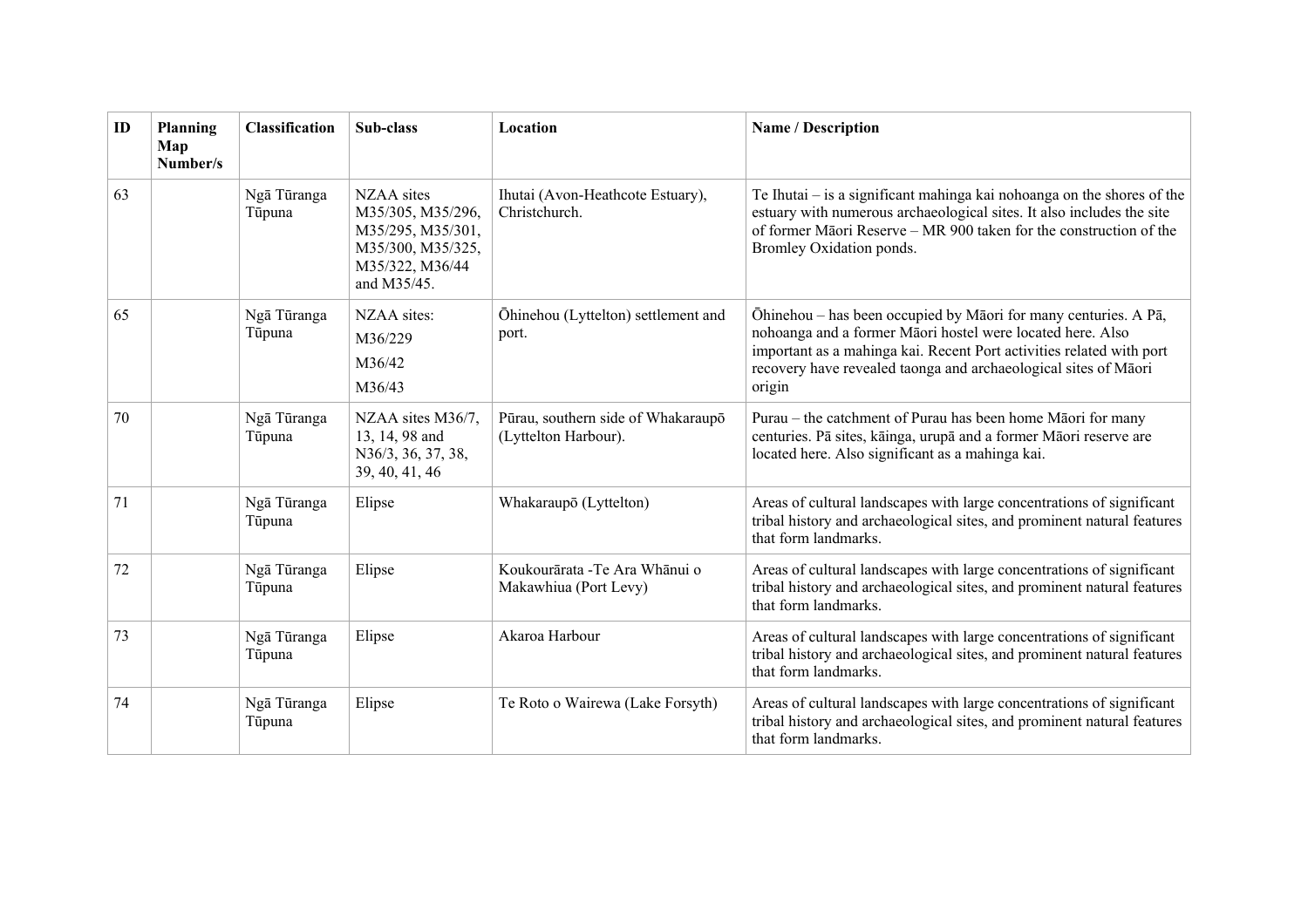| ID | Planning Map Number/s | Classification | Sub-class | Location | Name / Description |
|---|---|---|---|---|---|
| 63 | | Ngā Tūranga Tūpuna | NZAA sites M35/305, M35/296, M35/295, M35/301, M35/300, M35/325, M35/322, M36/44 and M35/45. | Ihutai (Avon-Heathcote Estuary), Christchurch. | Te Ihutai – is a significant mahinga kai nohoanga on the shores of the estuary with numerous archaeological sites. It also includes the site of former Māori Reserve – MR 900 taken for the construction of the Bromley Oxidation ponds. |
| 65 | | Ngā Tūranga Tūpuna | NZAA sites: M36/229 M36/42 M36/43 | Ōhinehou (Lyttelton) settlement and port. | Ōhinehou – has been occupied by Māori for many centuries. A Pā, nohoanga and a former Māori hostel were located here. Also important as a mahinga kai. Recent Port activities related with port recovery have revealed taonga and archaeological sites of Māori origin |
| 70 | | Ngā Tūranga Tūpuna | NZAA sites M36/7, 13, 14, 98 and N36/3, 36, 37, 38, 39, 40, 41, 46 | Pūrau, southern side of Whakaraupō (Lyttelton Harbour). | Purau – the catchment of Purau has been home Māori for many centuries. Pā sites, kāinga, urupā and a former Māori reserve are located here. Also significant as a mahinga kai. |
| 71 | | Ngā Tūranga Tūpuna | Elipse | Whakaraupō (Lyttelton) | Areas of cultural landscapes with large concentrations of significant tribal history and archaeological sites, and prominent natural features that form landmarks. |
| 72 | | Ngā Tūranga Tūpuna | Elipse | Koukourārata -Te Ara Whānui o Makawhiua (Port Levy) | Areas of cultural landscapes with large concentrations of significant tribal history and archaeological sites, and prominent natural features that form landmarks. |
| 73 | | Ngā Tūranga Tūpuna | Elipse | Akaroa Harbour | Areas of cultural landscapes with large concentrations of significant tribal history and archaeological sites, and prominent natural features that form landmarks. |
| 74 | | Ngā Tūranga Tūpuna | Elipse | Te Roto o Wairewa (Lake Forsyth) | Areas of cultural landscapes with large concentrations of significant tribal history and archaeological sites, and prominent natural features that form landmarks. |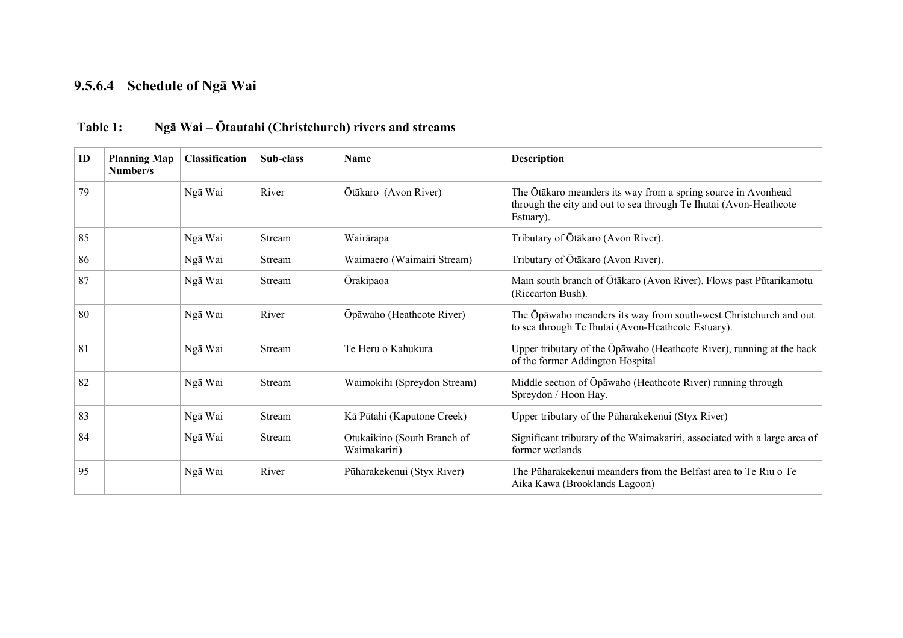### 9.5.6.4 Schedule of Ngā Wai

**Table 1: Ngā Wai – Ōtautahi (Christchurch) rivers and streams**

| ID | Planning Map Number/s | Classification | Sub-class | Name | Description |
|---|---|---|---|---|---|
| 79 | | Ngā Wai | River | Ōtākaro (Avon River) | The Ōtākaro meanders its way from a spring source in Avonhead through the city and out to sea through Te Ihutai (Avon-Heathcote Estuary). |
| 85 | | Ngā Wai | Stream | Wairārapa | Tributary of Ōtākaro (Avon River). |
| 86 | | Ngā Wai | Stream | Waimaero (Waimairi Stream) | Tributary of Ōtākaro (Avon River). |
| 87 | | Ngā Wai | Stream | Ōrakipaoa | Main south branch of Ōtākaro (Avon River). Flows past Pūtarikamotu (Riccarton Bush). |
| 80 | | Ngā Wai | River | Ōpāwaho (Heathcote River) | The Ōpāwaho meanders its way from south-west Christchurch and out to sea through Te Ihutai (Avon-Heathcote Estuary). |
| 81 | | Ngā Wai | Stream | Te Heru o Kahukura | Upper tributary of the Ōpāwaho (Heathcote River), running at the back of the former Addington Hospital |
| 82 | | Ngā Wai | Stream | Waimokihi (Spreydon Stream) | Middle section of Ōpāwaho (Heathcote River) running through Spreydon / Hoon Hay. |
| 83 | | Ngā Wai | Stream | Kā Pūtahi (Kaputone Creek) | Upper tributary of the Pūharakekenui (Styx River) |
| 84 | | Ngā Wai | Stream | Otukaikino (South Branch of Waimakariri) | Significant tributary of the Waimakariri, associated with a large area of former wetlands |
| 95 | | Ngā Wai | River | Pūharakekenui (Styx River) | The Pūharakekenui meanders from the Belfast area to Te Riu o Te Aika Kawa (Brooklands Lagoon) |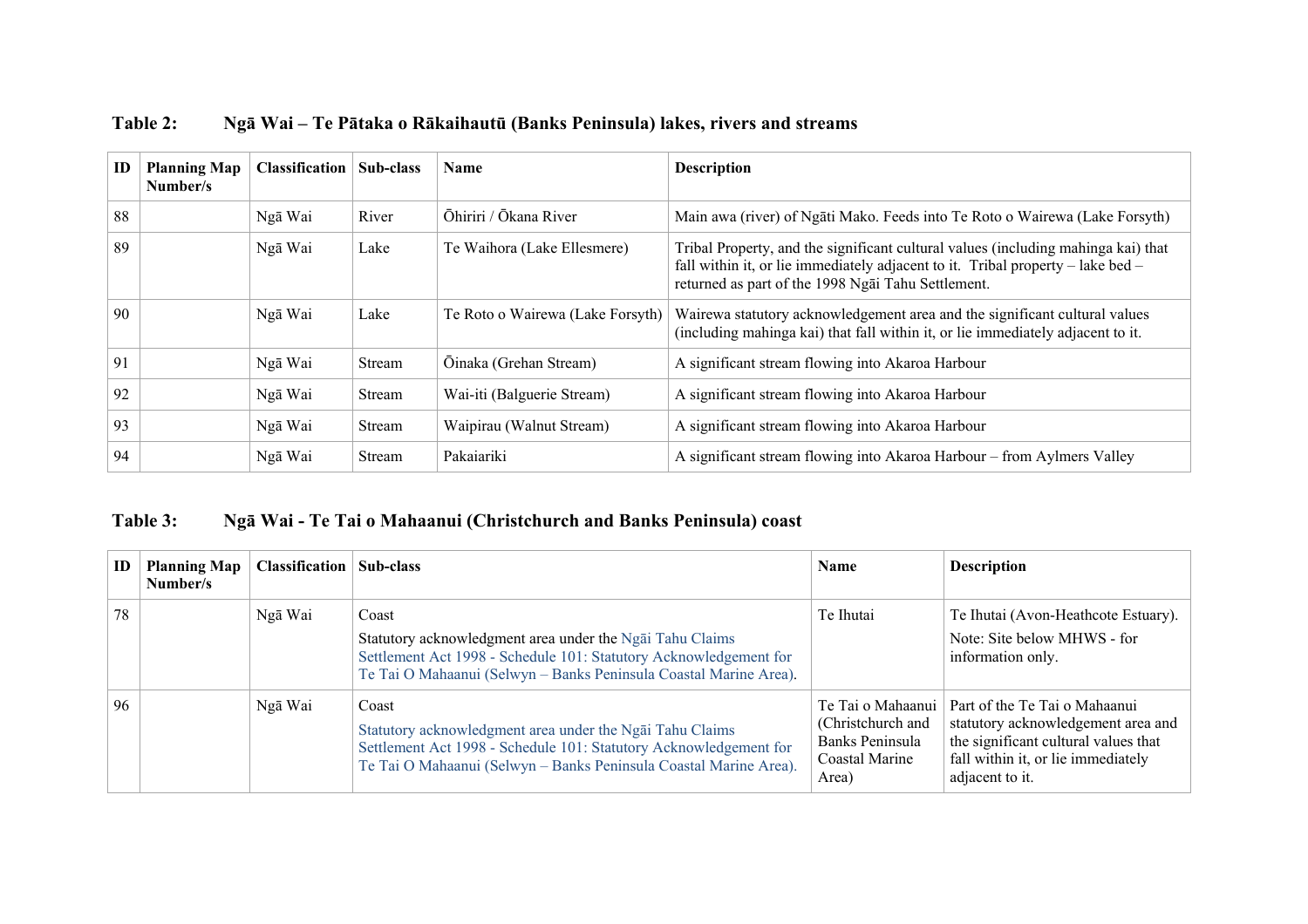**Table 2: Ngā Wai – Te Pātaka o Rākaihautū (Banks Peninsula) lakes, rivers and streams**

| ID | Planning Map Number/s | Classification | Sub-class | Name | Description |
|---|---|---|---|---|---|
| 88 | | Ngā Wai | River | Ōhiriri / Ōkana River | Main awa (river) of Ngāti Mako. Feeds into Te Roto o Wairewa (Lake Forsyth) |
| 89 | | Ngā Wai | Lake | Te Waihora (Lake Ellesmere) | Tribal Property, and the significant cultural values (including mahinga kai) that fall within it, or lie immediately adjacent to it. Tribal property – lake bed – returned as part of the 1998 Ngāi Tahu Settlement. |
| 90 | | Ngā Wai | Lake | Te Roto o Wairewa (Lake Forsyth) | Wairewa statutory acknowledgement area and the significant cultural values (including mahinga kai) that fall within it, or lie immediately adjacent to it. |
| 91 | | Ngā Wai | Stream | Ōinaka (Grehan Stream) | A significant stream flowing into Akaroa Harbour |
| 92 | | Ngā Wai | Stream | Wai-iti (Balguerie Stream) | A significant stream flowing into Akaroa Harbour |
| 93 | | Ngā Wai | Stream | Waipirau (Walnut Stream) | A significant stream flowing into Akaroa Harbour |
| 94 | | Ngā Wai | Stream | Pakaiariki | A significant stream flowing into Akaroa Harbour – from Aylmers Valley |

**Table 3: Ngā Wai - Te Tai o Mahaanui (Christchurch and Banks Peninsula) coast**

| ID | Planning Map Number/s | Classification | Sub-class | Name | Description |
|---|---|---|---|---|---|
| 78 | | Ngā Wai | Coast<br>Statutory acknowledgment area under the Ngāi Tahu Claims Settlement Act 1998 - Schedule 101: Statutory Acknowledgement for Te Tai O Mahaanui (Selwyn – Banks Peninsula Coastal Marine Area). | Te Ihutai | Te Ihutai (Avon-Heathcote Estuary).<br>Note: Site below MHWS - for information only. |
| 96 | | Ngā Wai | Coast<br>Statutory acknowledgment area under the Ngāi Tahu Claims Settlement Act 1998 - Schedule 101: Statutory Acknowledgement for Te Tai O Mahaanui (Selwyn – Banks Peninsula Coastal Marine Area). | Te Tai o Mahaanui (Christchurch and Banks Peninsula Coastal Marine Area) | Part of the Te Tai o Mahaanui statutory acknowledgement area and the significant cultural values that fall within it, or lie immediately adjacent to it. |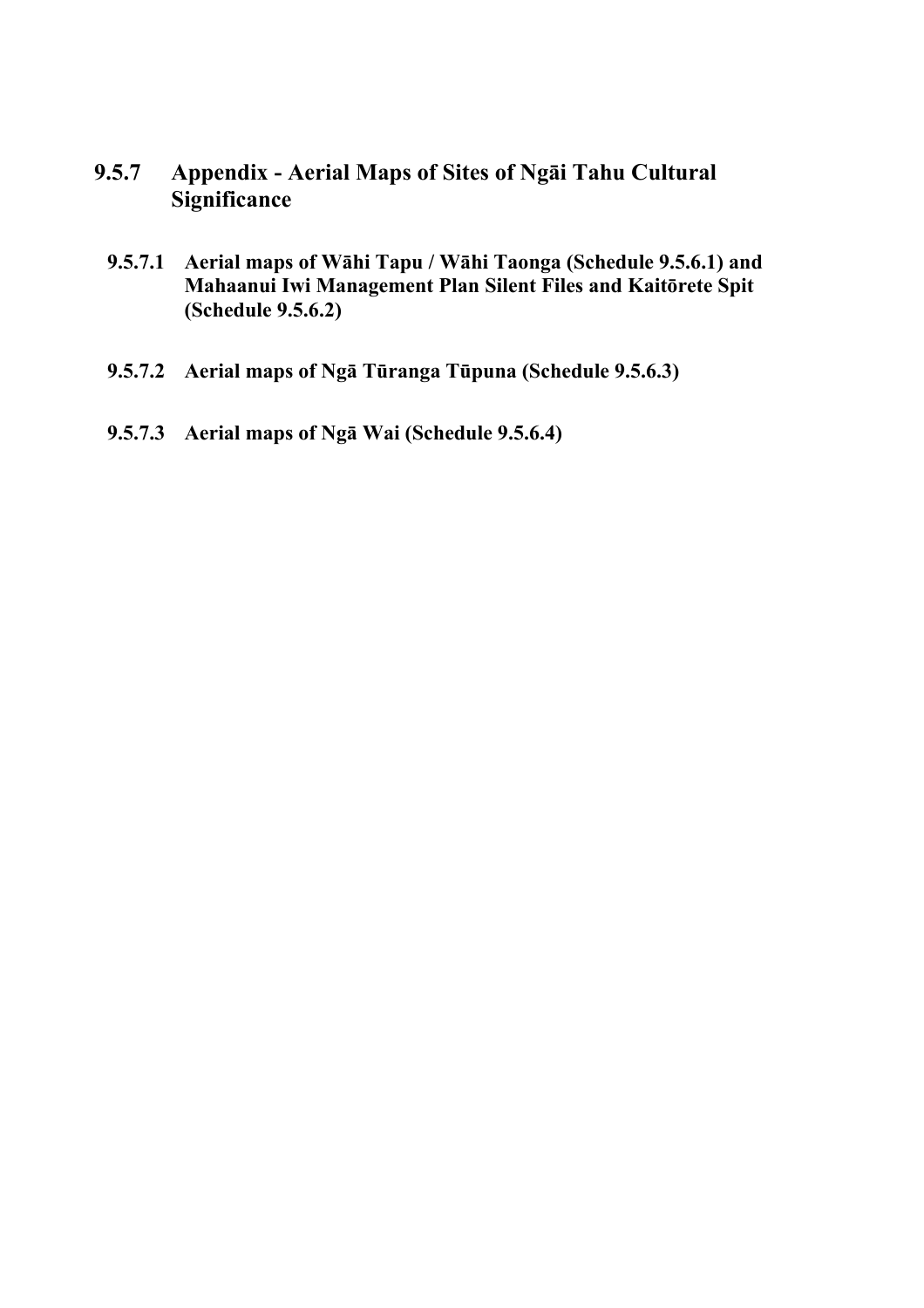## 9.5.7 Appendix - Aerial Maps of Sites of Ngāi Tahu Cultural Significance

### 9.5.7.1 Aerial maps of Wāhi Tapu / Wāhi Taonga (Schedule 9.5.6.1) and Mahaanui Iwi Management Plan Silent Files and Kaitōrete Spit (Schedule 9.5.6.2)

### 9.5.7.2 Aerial maps of Ngā Tūranga Tūpuna (Schedule 9.5.6.3)

### 9.5.7.3 Aerial maps of Ngā Wai (Schedule 9.5.6.4)